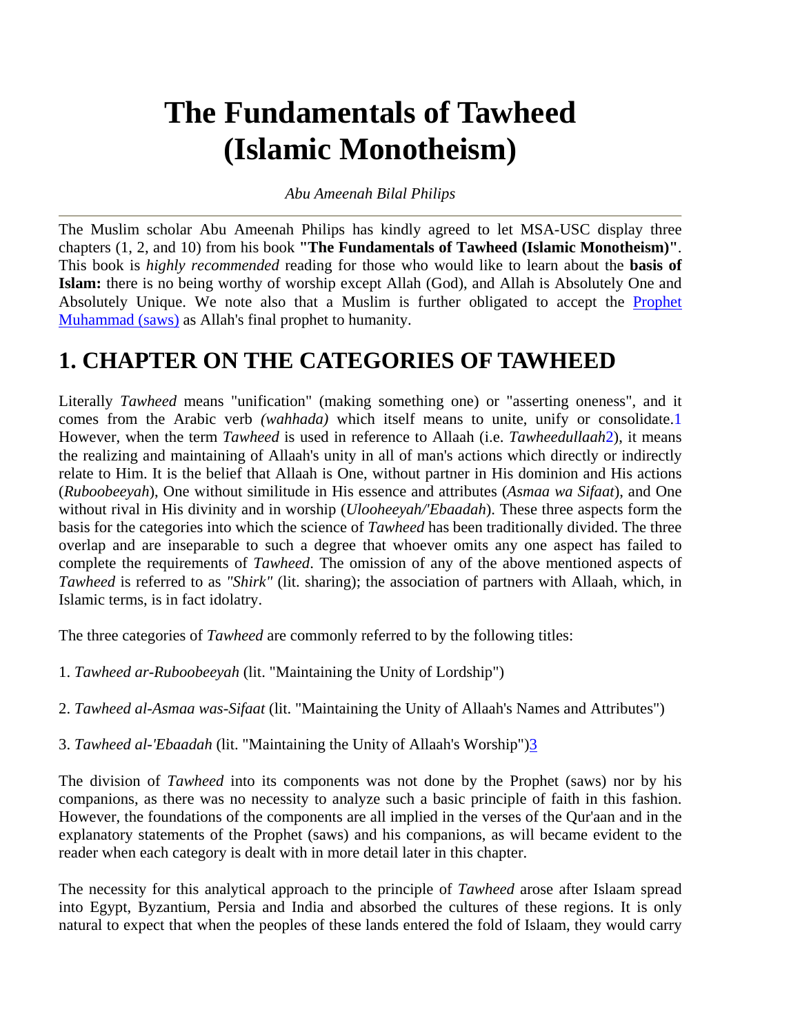# The Fundamentals of Tawheed (Islamic Monotheism)

*Abu Ameenah Bilal Philips*

---

The Muslim scholar Abu Ameenah Philips has kindly agreed to let MSA-USC display three chapters (1, 2, and 10) from his book **"The Fundamentals of Tawheed (Islamic Monotheism)"**. This book is *highly recommended* reading for those who would like to learn about the **basis of Islam:** there is no being worthy of worship except Allah (God), and Allah is Absolutely One and Absolutely Unique. We note also that a Muslim is further obligated to accept the Prophet Muhammad (saws) as Allah's final prophet to humanity.

## 1. CHAPTER ON THE CATEGORIES OF TAWHEED

Literally *Tawheed* means "unification" (making something one) or "asserting oneness", and it comes from the Arabic verb *(wahhada)* which itself means to unite, unify or consolidate.[1] However, when the term *Tawheed* is used in reference to Allaah (i.e. *Tawheedullaah*[2]), it means the realizing and maintaining of Allaah's unity in all of man's actions which directly or indirectly relate to Him. It is the belief that Allaah is One, without partner in His dominion and His actions (*Ruboobeeyah*), One without similitude in His essence and attributes (*Asmaa wa Sifaat*), and One without rival in His divinity and in worship (*Ulooheeyah/'Ebaadah*). These three aspects form the basis for the categories into which the science of *Tawheed* has been traditionally divided. The three overlap and are inseparable to such a degree that whoever omits any one aspect has failed to complete the requirements of *Tawheed*. The omission of any of the above mentioned aspects of *Tawheed* is referred to as *"Shirk"* (lit. sharing); the association of partners with Allaah, which, in Islamic terms, is in fact idolatry.

The three categories of *Tawheed* are commonly referred to by the following titles:

1. *Tawheed ar-Ruboobeeyah* (lit. "Maintaining the Unity of Lordship")

2. *Tawheed al-Asmaa was-Sifaat* (lit. "Maintaining the Unity of Allaah's Names and Attributes")

3. *Tawheed al-'Ebaadah* (lit. "Maintaining the Unity of Allaah's Worship")[3]

The division of *Tawheed* into its components was not done by the Prophet (saws) nor by his companions, as there was no necessity to analyze such a basic principle of faith in this fashion. However, the foundations of the components are all implied in the verses of the Qur'aan and in the explanatory statements of the Prophet (saws) and his companions, as will became evident to the reader when each category is dealt with in more detail later in this chapter.

The necessity for this analytical approach to the principle of *Tawheed* arose after Islaam spread into Egypt, Byzantium, Persia and India and absorbed the cultures of these regions. It is only natural to expect that when the peoples of these lands entered the fold of Islaam, they would carry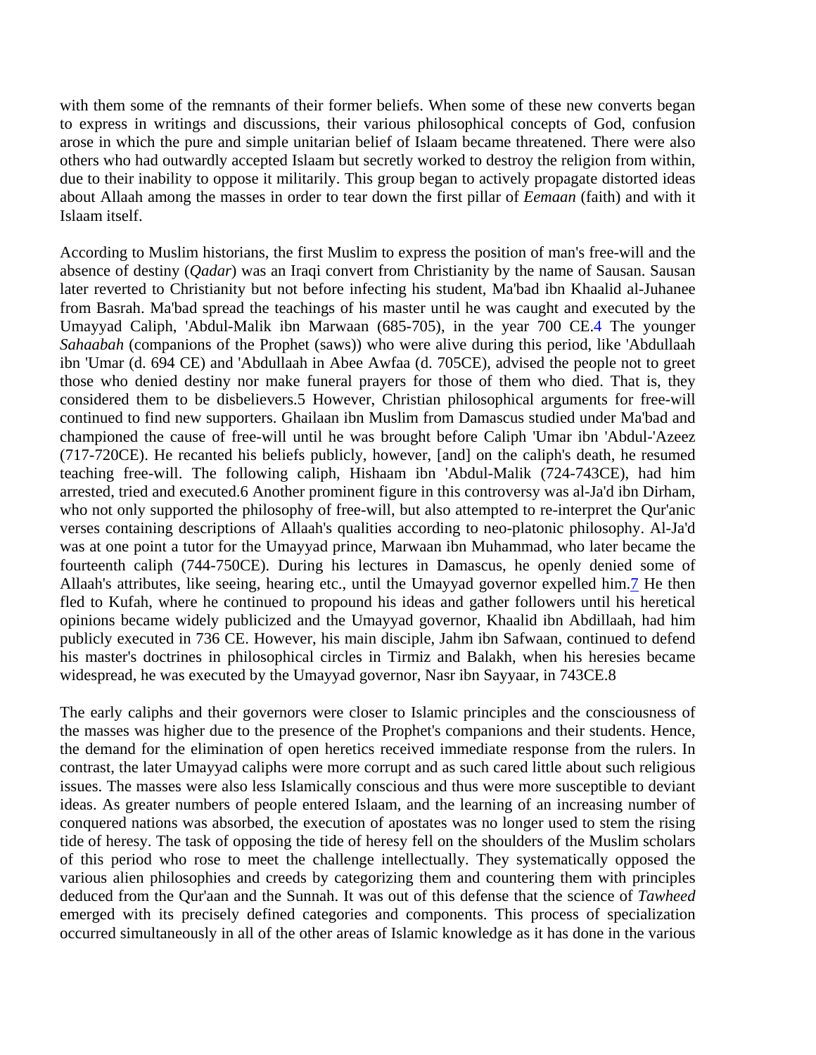with them some of the remnants of their former beliefs. When some of these new converts began to express in writings and discussions, their various philosophical concepts of God, confusion arose in which the pure and simple unitarian belief of Islaam became threatened. There were also others who had outwardly accepted Islaam but secretly worked to destroy the religion from within, due to their inability to oppose it militarily. This group began to actively propagate distorted ideas about Allaah among the masses in order to tear down the first pillar of *Eemaan* (faith) and with it Islaam itself.

According to Muslim historians, the first Muslim to express the position of man's free-will and the absence of destiny (*Qadar*) was an Iraqi convert from Christianity by the name of Sausan. Sausan later reverted to Christianity but not before infecting his student, Ma'bad ibn Khaalid al-Juhanee from Basrah. Ma'bad spread the teachings of his master until he was caught and executed by the Umayyad Caliph, 'Abdul-Malik ibn Marwaan (685-705), in the year 700 CE.[4] The younger *Sahaabah* (companions of the Prophet (saws)) who were alive during this period, like 'Abdullaah ibn 'Umar (d. 694 CE) and 'Abdullaah in Abee Awfaa (d. 705CE), advised the people not to greet those who denied destiny nor make funeral prayers for those of them who died. That is, they considered them to be disbelievers.[5] However, Christian philosophical arguments for free-will continued to find new supporters. Ghailaan ibn Muslim from Damascus studied under Ma'bad and championed the cause of free-will until he was brought before Caliph 'Umar ibn 'Abdul-'Azeez (717-720CE). He recanted his beliefs publicly, however, [and] on the caliph's death, he resumed teaching free-will. The following caliph, Hishaam ibn 'Abdul-Malik (724-743CE), had him arrested, tried and executed.[6] Another prominent figure in this controversy was al-Ja'd ibn Dirham, who not only supported the philosophy of free-will, but also attempted to re-interpret the Qur'anic verses containing descriptions of Allaah's qualities according to neo-platonic philosophy. Al-Ja'd was at one point a tutor for the Umayyad prince, Marwaan ibn Muhammad, who later became the fourteenth caliph (744-750CE). During his lectures in Damascus, he openly denied some of Allaah's attributes, like seeing, hearing etc., until the Umayyad governor expelled him.[7] He then fled to Kufah, where he continued to propound his ideas and gather followers until his heretical opinions became widely publicized and the Umayyad governor, Khaalid ibn Abdillaah, had him publicly executed in 736 CE. However, his main disciple, Jahm ibn Safwaan, continued to defend his master's doctrines in philosophical circles in Tirmiz and Balakh, when his heresies became widespread, he was executed by the Umayyad governor, Nasr ibn Sayyaar, in 743CE.[8]

The early caliphs and their governors were closer to Islamic principles and the consciousness of the masses was higher due to the presence of the Prophet's companions and their students. Hence, the demand for the elimination of open heretics received immediate response from the rulers. In contrast, the later Umayyad caliphs were more corrupt and as such cared little about such religious issues. The masses were also less Islamically conscious and thus were more susceptible to deviant ideas. As greater numbers of people entered Islaam, and the learning of an increasing number of conquered nations was absorbed, the execution of apostates was no longer used to stem the rising tide of heresy. The task of opposing the tide of heresy fell on the shoulders of the Muslim scholars of this period who rose to meet the challenge intellectually. They systematically opposed the various alien philosophies and creeds by categorizing them and countering them with principles deduced from the Qur'aan and the Sunnah. It was out of this defense that the science of *Tawheed* emerged with its precisely defined categories and components. This process of specialization occurred simultaneously in all of the other areas of Islamic knowledge as it has done in the various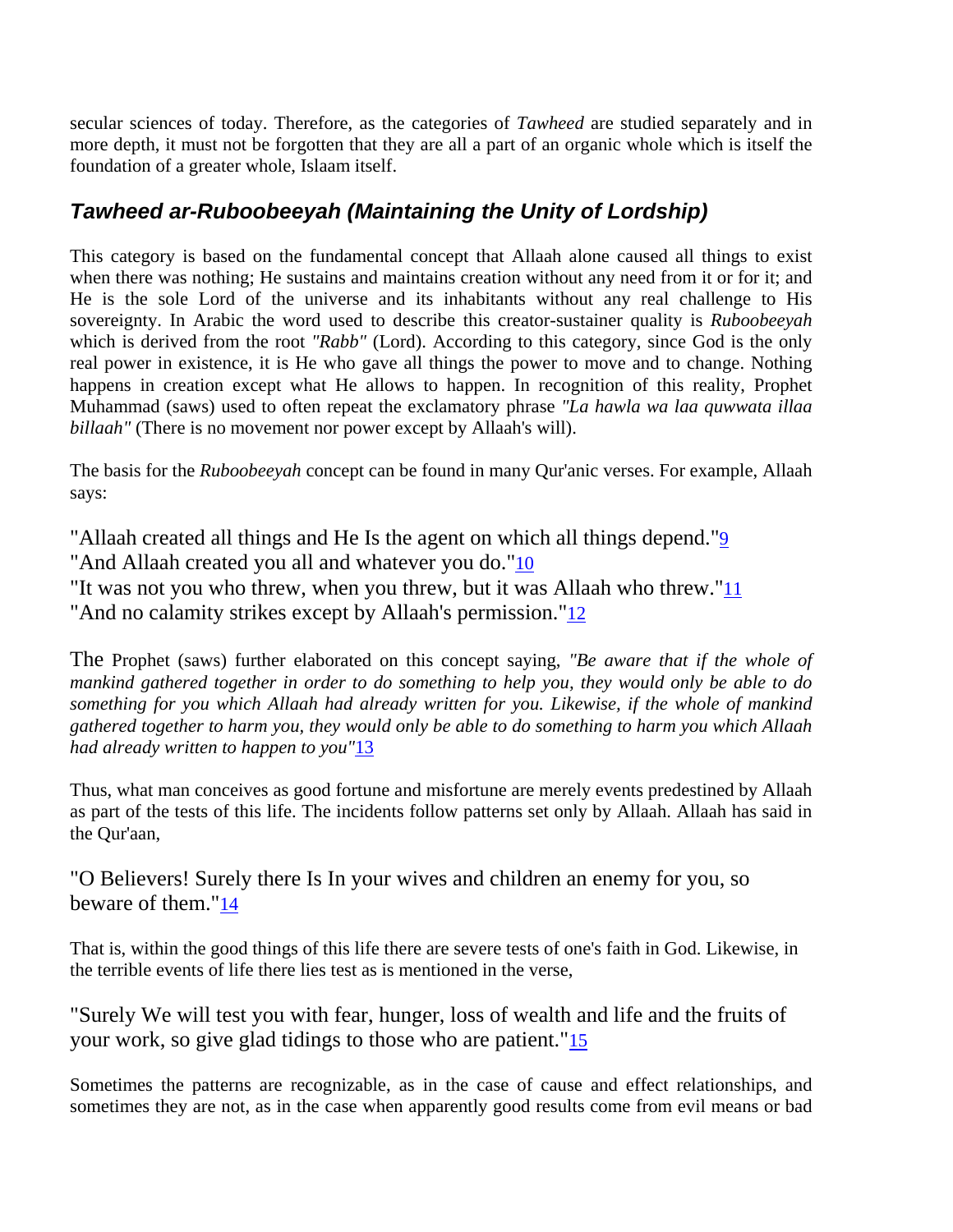secular sciences of today. Therefore, as the categories of *Tawheed* are studied separately and in more depth, it must not be forgotten that they are all a part of an organic whole which is itself the foundation of a greater whole, Islaam itself.

## *Tawheed ar-Ruboobeeyah (Maintaining the Unity of Lordship)*

This category is based on the fundamental concept that Allaah alone caused all things to exist when there was nothing; He sustains and maintains creation without any need from it or for it; and He is the sole Lord of the universe and its inhabitants without any real challenge to His sovereignty. In Arabic the word used to describe this creator-sustainer quality is *Ruboobeeyah* which is derived from the root *"Rabb"* (Lord). According to this category, since God is the only real power in existence, it is He who gave all things the power to move and to change. Nothing happens in creation except what He allows to happen. In recognition of this reality, Prophet Muhammad (saws) used to often repeat the exclamatory phrase *"La hawla wa laa quwwata illaa billaah"* (There is no movement nor power except by Allaah's will).

The basis for the *Ruboobeeyah* concept can be found in many Qur'anic verses. For example, Allaah says:

"Allaah created all things and He Is the agent on which all things depend."[9]
"And Allaah created you all and whatever you do."[10]
"It was not you who threw, when you threw, but it was Allaah who threw."[11]
"And no calamity strikes except by Allaah's permission."[12]

The Prophet (saws) further elaborated on this concept saying, *"Be aware that if the whole of mankind gathered together in order to do something to help you, they would only be able to do something for you which Allaah had already written for you. Likewise, if the whole of mankind gathered together to harm you, they would only be able to do something to harm you which Allaah had already written to happen to you"*[13]

Thus, what man conceives as good fortune and misfortune are merely events predestined by Allaah as part of the tests of this life. The incidents follow patterns set only by Allaah. Allaah has said in the Qur'aan,

"O Believers! Surely there Is In your wives and children an enemy for you, so beware of them."[14]

That is, within the good things of this life there are severe tests of one's faith in God. Likewise, in the terrible events of life there lies test as is mentioned in the verse,

"Surely We will test you with fear, hunger, loss of wealth and life and the fruits of your work, so give glad tidings to those who are patient."[15]

Sometimes the patterns are recognizable, as in the case of cause and effect relationships, and sometimes they are not, as in the case when apparently good results come from evil means or bad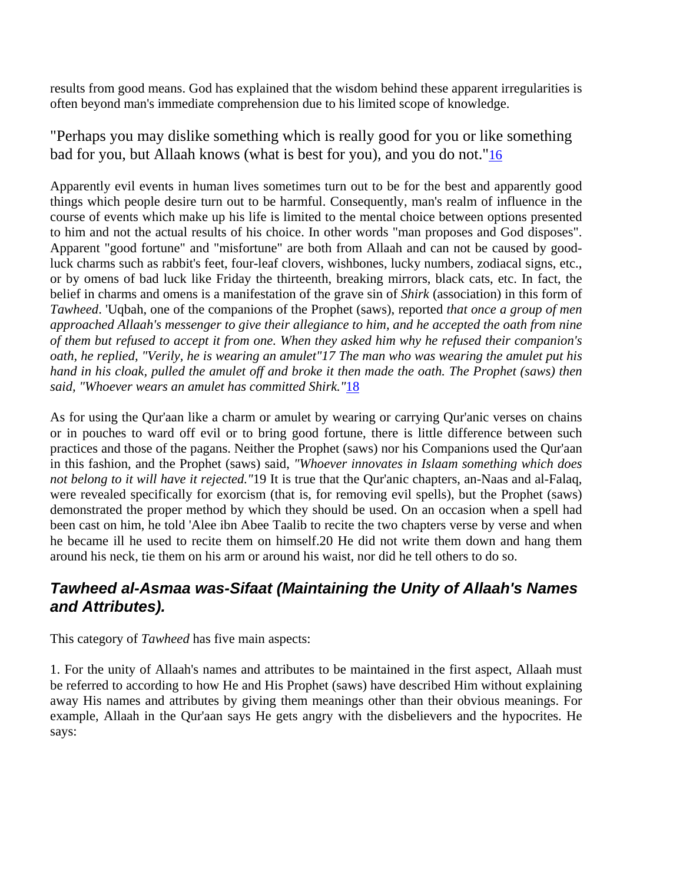results from good means. God has explained that the wisdom behind these apparent irregularities is often beyond man's immediate comprehension due to his limited scope of knowledge.

"Perhaps you may dislike something which is really good for you or like something bad for you, but Allaah knows (what is best for you), and you do not."[16]

Apparently evil events in human lives sometimes turn out to be for the best and apparently good things which people desire turn out to be harmful. Consequently, man's realm of influence in the course of events which make up his life is limited to the mental choice between options presented to him and not the actual results of his choice. In other words "man proposes and God disposes". Apparent "good fortune" and "misfortune" are both from Allaah and can not be caused by good-luck charms such as rabbit's feet, four-leaf clovers, wishbones, lucky numbers, zodiacal signs, etc., or by omens of bad luck like Friday the thirteenth, breaking mirrors, black cats, etc. In fact, the belief in charms and omens is a manifestation of the grave sin of *Shirk* (association) in this form of *Tawheed*. 'Uqbah, one of the companions of the Prophet (saws), reported *that once a group of men approached Allaah's messenger to give their allegiance to him, and he accepted the oath from nine of them but refused to accept it from one. When they asked him why he refused their companion's oath, he replied, "Verily, he is wearing an amulet"17 The man who was wearing the amulet put his hand in his cloak, pulled the amulet off and broke it then made the oath. The Prophet (saws) then said, "Whoever wears an amulet has committed Shirk."*[18]

As for using the Qur'aan like a charm or amulet by wearing or carrying Qur'anic verses on chains or in pouches to ward off evil or to bring good fortune, there is little difference between such practices and those of the pagans. Neither the Prophet (saws) nor his Companions used the Qur'aan in this fashion, and the Prophet (saws) said, *"Whoever innovates in Islaam something which does not belong to it will have it rejected."*19 It is true that the Qur'anic chapters, an-Naas and al-Falaq, were revealed specifically for exorcism (that is, for removing evil spells), but the Prophet (saws) demonstrated the proper method by which they should be used. On an occasion when a spell had been cast on him, he told 'Alee ibn Abee Taalib to recite the two chapters verse by verse and when he became ill he used to recite them on himself.20 He did not write them down and hang them around his neck, tie them on his arm or around his waist, nor did he tell others to do so.

## *Tawheed al-Asmaa was-Sifaat (Maintaining the Unity of Allaah's Names and Attributes).*

This category of *Tawheed* has five main aspects:

1. For the unity of Allaah's names and attributes to be maintained in the first aspect, Allaah must be referred to according to how He and His Prophet (saws) have described Him without explaining away His names and attributes by giving them meanings other than their obvious meanings. For example, Allaah in the Qur'aan says He gets angry with the disbelievers and the hypocrites. He says: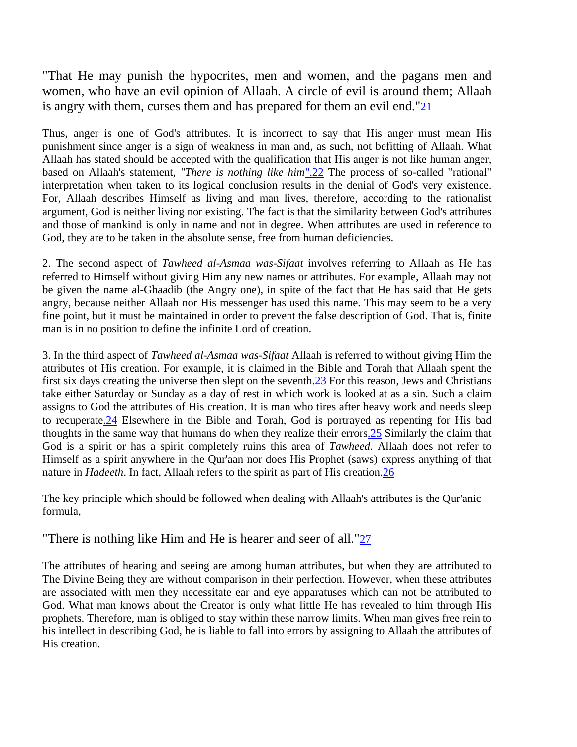"That He may punish the hypocrites, men and women, and the pagans men and women, who have an evil opinion of Allaah. A circle of evil is around them; Allaah is angry with them, curses them and has prepared for them an evil end."[21]

Thus, anger is one of God's attributes. It is incorrect to say that His anger must mean His punishment since anger is a sign of weakness in man and, as such, not befitting of Allaah. What Allaah has stated should be accepted with the qualification that His anger is not like human anger, based on Allaah's statement, *"There is nothing like him"*.[22] The process of so-called "rational" interpretation when taken to its logical conclusion results in the denial of God's very existence. For, Allaah describes Himself as living and man lives, therefore, according to the rationalist argument, God is neither living nor existing. The fact is that the similarity between God's attributes and those of mankind is only in name and not in degree. When attributes are used in reference to God, they are to be taken in the absolute sense, free from human deficiencies.

2. The second aspect of *Tawheed al-Asmaa was-Sifaat* involves referring to Allaah as He has referred to Himself without giving Him any new names or attributes. For example, Allaah may not be given the name al-Ghaadib (the Angry one), in spite of the fact that He has said that He gets angry, because neither Allaah nor His messenger has used this name. This may seem to be a very fine point, but it must be maintained in order to prevent the false description of God. That is, finite man is in no position to define the infinite Lord of creation.

3. In the third aspect of *Tawheed al-Asmaa was-Sifaat* Allaah is referred to without giving Him the attributes of His creation. For example, it is claimed in the Bible and Torah that Allaah spent the first six days creating the universe then slept on the seventh.[23] For this reason, Jews and Christians take either Saturday or Sunday as a day of rest in which work is looked at as a sin. Such a claim assigns to God the attributes of His creation. It is man who tires after heavy work and needs sleep to recuperate.[24] Elsewhere in the Bible and Torah, God is portrayed as repenting for His bad thoughts in the same way that humans do when they realize their errors.[25] Similarly the claim that God is a spirit or has a spirit completely ruins this area of *Tawheed*. Allaah does not refer to Himself as a spirit anywhere in the Qur'aan nor does His Prophet (saws) express anything of that nature in *Hadeeth*. In fact, Allaah refers to the spirit as part of His creation.[26]

The key principle which should be followed when dealing with Allaah's attributes is the Qur'anic formula,

"There is nothing like Him and He is hearer and seer of all."[27]

The attributes of hearing and seeing are among human attributes, but when they are attributed to The Divine Being they are without comparison in their perfection. However, when these attributes are associated with men they necessitate ear and eye apparatuses which can not be attributed to God. What man knows about the Creator is only what little He has revealed to him through His prophets. Therefore, man is obliged to stay within these narrow limits. When man gives free rein to his intellect in describing God, he is liable to fall into errors by assigning to Allaah the attributes of His creation.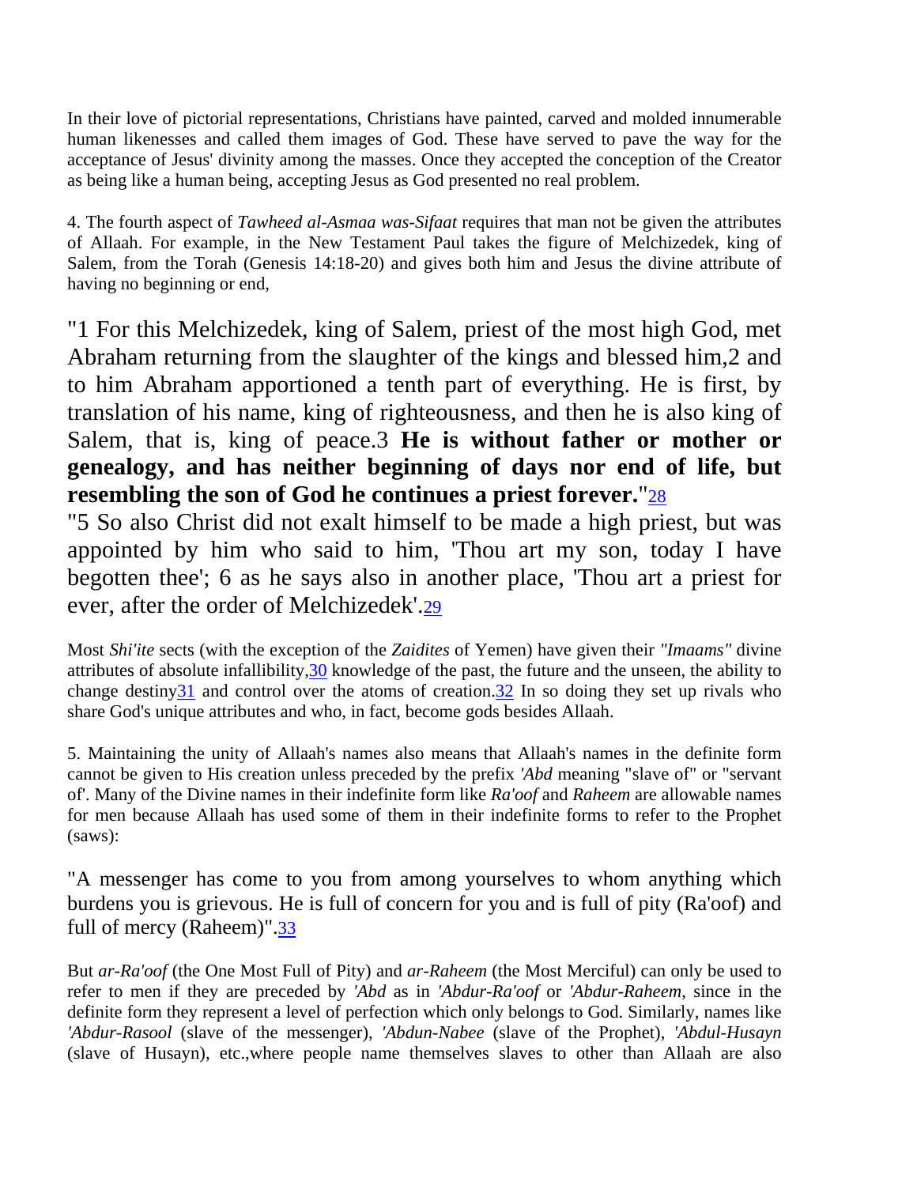In their love of pictorial representations, Christians have painted, carved and molded innumerable human likenesses and called them images of God. These have served to pave the way for the acceptance of Jesus' divinity among the masses. Once they accepted the conception of the Creator as being like a human being, accepting Jesus as God presented no real problem.

4. The fourth aspect of *Tawheed al-Asmaa was-Sifaat* requires that man not be given the attributes of Allaah. For example, in the New Testament Paul takes the figure of Melchizedek, king of Salem, from the Torah (Genesis 14:18-20) and gives both him and Jesus the divine attribute of having no beginning or end,

"1 For this Melchizedek, king of Salem, priest of the most high God, met Abraham returning from the slaughter of the kings and blessed him,2 and to him Abraham apportioned a tenth part of everything. He is first, by translation of his name, king of righteousness, and then he is also king of Salem, that is, king of peace.3 **He is without father or mother or genealogy, and has neither beginning of days nor end of life, but resembling the son of God he continues a priest forever.**"[28]

"5 So also Christ did not exalt himself to be made a high priest, but was appointed by him who said to him, 'Thou art my son, today I have begotten thee'; 6 as he says also in another place, 'Thou art a priest for ever, after the order of Melchizedek'.[29]

Most *Shi'ite* sects (with the exception of the *Zaidites* of Yemen) have given their *"Imaams"* divine attributes of absolute infallibility,[30] knowledge of the past, the future and the unseen, the ability to change destiny[31] and control over the atoms of creation.[32] In so doing they set up rivals who share God's unique attributes and who, in fact, become gods besides Allaah.

5. Maintaining the unity of Allaah's names also means that Allaah's names in the definite form cannot be given to His creation unless preceded by the prefix *'Abd* meaning "slave of" or "servant of'. Many of the Divine names in their indefinite form like *Ra'oof* and *Raheem* are allowable names for men because Allaah has used some of them in their indefinite forms to refer to the Prophet (saws):

"A messenger has come to you from among yourselves to whom anything which burdens you is grievous. He is full of concern for you and is full of pity (Ra'oof) and full of mercy (Raheem)".[33]

But *ar-Ra'oof* (the One Most Full of Pity) and *ar-Raheem* (the Most Merciful) can only be used to refer to men if they are preceded by *'Abd* as in *'Abdur-Ra'oof* or *'Abdur-Raheem*, since in the definite form they represent a level of perfection which only belongs to God. Similarly, names like *'Abdur-Rasool* (slave of the messenger), *'Abdun-Nabee* (slave of the Prophet), *'Abdul-Husayn* (slave of Husayn), etc.,where people name themselves slaves to other than Allaah are also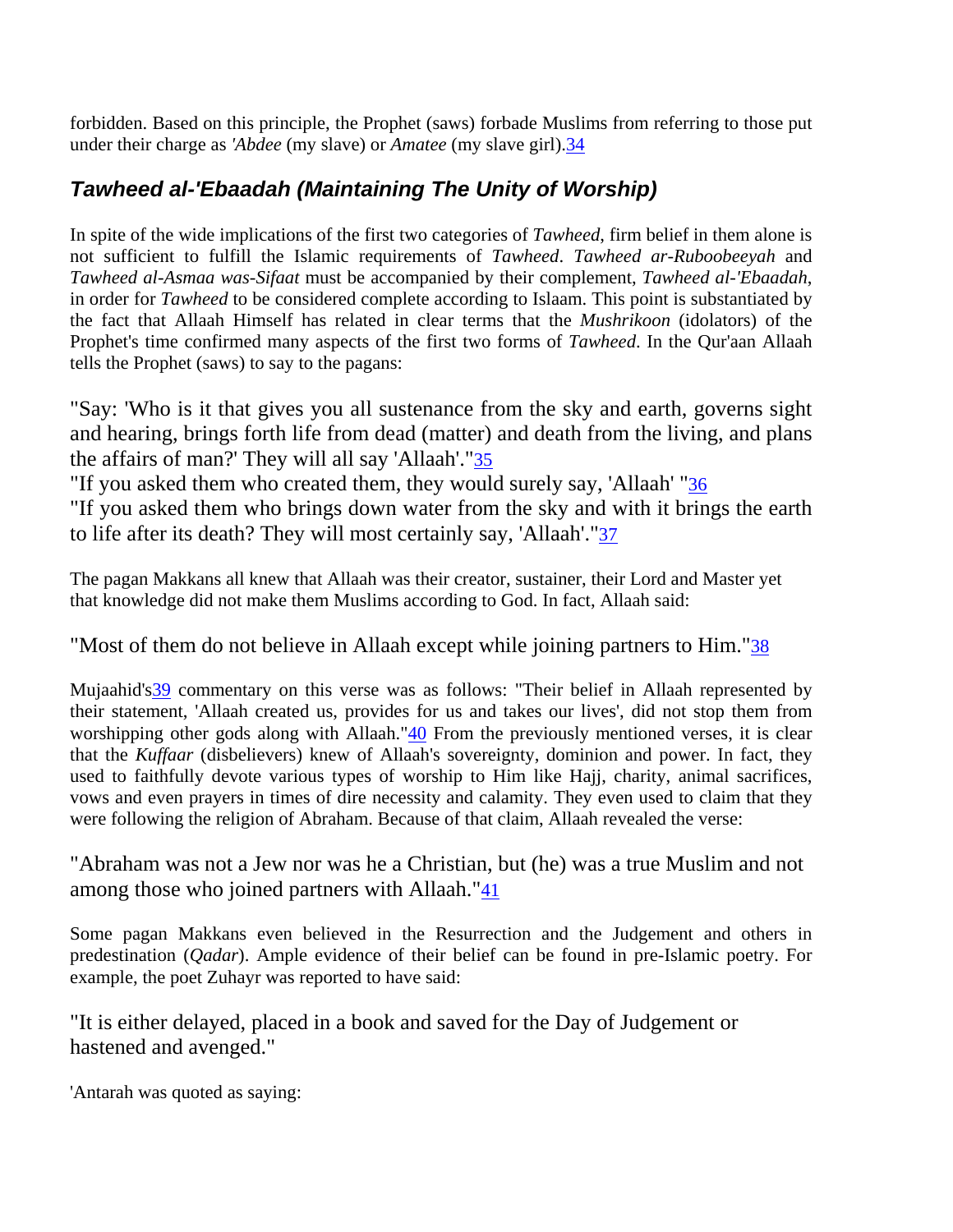forbidden. Based on this principle, the Prophet (saws) forbade Muslims from referring to those put under their charge as *'Abdee* (my slave) or *Amatee* (my slave girl).[34]

### *Tawheed al-'Ebaadah (Maintaining The Unity of Worship)*

In spite of the wide implications of the first two categories of *Tawheed*, firm belief in them alone is not sufficient to fulfill the Islamic requirements of *Tawheed*. *Tawheed ar-Ruboobeeyah* and *Tawheed al-Asmaa was-Sifaat* must be accompanied by their complement, *Tawheed al-'Ebaadah*, in order for *Tawheed* to be considered complete according to Islaam. This point is substantiated by the fact that Allaah Himself has related in clear terms that the *Mushrikoon* (idolators) of the Prophet's time confirmed many aspects of the first two forms of *Tawheed*. In the Qur'aan Allaah tells the Prophet (saws) to say to the pagans:

"Say: 'Who is it that gives you all sustenance from the sky and earth, governs sight and hearing, brings forth life from dead (matter) and death from the living, and plans the affairs of man?' They will all say 'Allaah'."[35]
"If you asked them who created them, they would surely say, 'Allaah' "[36]
"If you asked them who brings down water from the sky and with it brings the earth to life after its death? They will most certainly say, 'Allaah'."[37]

The pagan Makkans all knew that Allaah was their creator, sustainer, their Lord and Master yet that knowledge did not make them Muslims according to God. In fact, Allaah said:

"Most of them do not believe in Allaah except while joining partners to Him."[38]

Mujaahid's[39] commentary on this verse was as follows: "Their belief in Allaah represented by their statement, 'Allaah created us, provides for us and takes our lives', did not stop them from worshipping other gods along with Allaah."[40] From the previously mentioned verses, it is clear that the *Kuffaar* (disbelievers) knew of Allaah's sovereignty, dominion and power. In fact, they used to faithfully devote various types of worship to Him like Hajj, charity, animal sacrifices, vows and even prayers in times of dire necessity and calamity. They even used to claim that they were following the religion of Abraham. Because of that claim, Allaah revealed the verse:

"Abraham was not a Jew nor was he a Christian, but (he) was a true Muslim and not among those who joined partners with Allaah."[41]

Some pagan Makkans even believed in the Resurrection and the Judgement and others in predestination (*Qadar*). Ample evidence of their belief can be found in pre-Islamic poetry. For example, the poet Zuhayr was reported to have said:

"It is either delayed, placed in a book and saved for the Day of Judgement or hastened and avenged."

'Antarah was quoted as saying: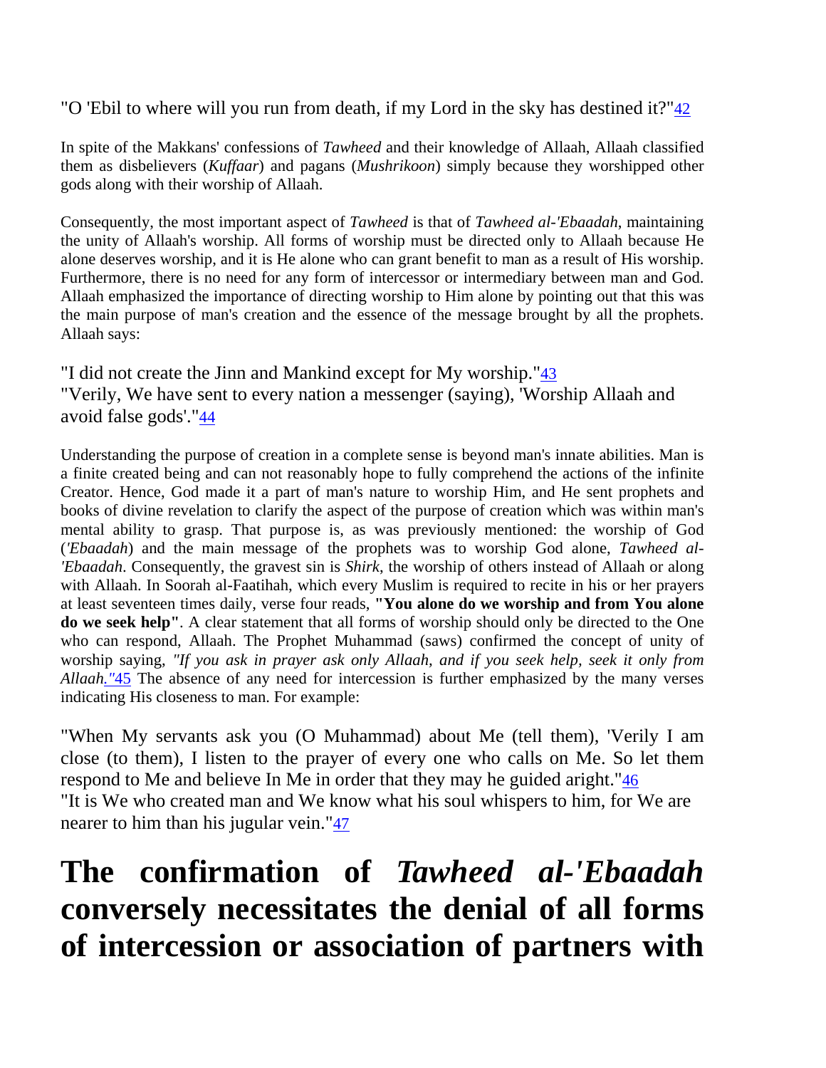"O 'Ebil to where will you run from death, if my Lord in the sky has destined it?"[42]

In spite of the Makkans' confessions of *Tawheed* and their knowledge of Allaah, Allaah classified them as disbelievers (*Kuffaar*) and pagans (*Mushrikoon*) simply because they worshipped other gods along with their worship of Allaah.

Consequently, the most important aspect of *Tawheed* is that of *Tawheed al-'Ebaadah*, maintaining the unity of Allaah's worship. All forms of worship must be directed only to Allaah because He alone deserves worship, and it is He alone who can grant benefit to man as a result of His worship. Furthermore, there is no need for any form of intercessor or intermediary between man and God. Allaah emphasized the importance of directing worship to Him alone by pointing out that this was the main purpose of man's creation and the essence of the message brought by all the prophets. Allaah says:

"I did not create the Jinn and Mankind except for My worship."[43]
"Verily, We have sent to every nation a messenger (saying), 'Worship Allaah and avoid false gods'."[44]

Understanding the purpose of creation in a complete sense is beyond man's innate abilities. Man is a finite created being and can not reasonably hope to fully comprehend the actions of the infinite Creator. Hence, God made it a part of man's nature to worship Him, and He sent prophets and books of divine revelation to clarify the aspect of the purpose of creation which was within man's mental ability to grasp. That purpose is, as was previously mentioned: the worship of God (*'Ebaadah*) and the main message of the prophets was to worship God alone, *Tawheed al-'Ebaadah*. Consequently, the gravest sin is *Shirk*, the worship of others instead of Allaah or along with Allaah. In Soorah al-Faatihah, which every Muslim is required to recite in his or her prayers at least seventeen times daily, verse four reads, **"You alone do we worship and from You alone do we seek help"**. A clear statement that all forms of worship should only be directed to the One who can respond, Allaah. The Prophet Muhammad (saws) confirmed the concept of unity of worship saying, *"If you ask in prayer ask only Allaah, and if you seek help, seek it only from Allaah."*[45] The absence of any need for intercession is further emphasized by the many verses indicating His closeness to man. For example:

"When My servants ask you (O Muhammad) about Me (tell them), 'Verily I am close (to them), I listen to the prayer of every one who calls on Me. So let them respond to Me and believe In Me in order that they may he guided aright."[46]
"It is We who created man and We know what his soul whispers to him, for We are nearer to him than his jugular vein."[47]

# The confirmation of *Tawheed al-'Ebaadah* conversely necessitates the denial of all forms of intercession or association of partners with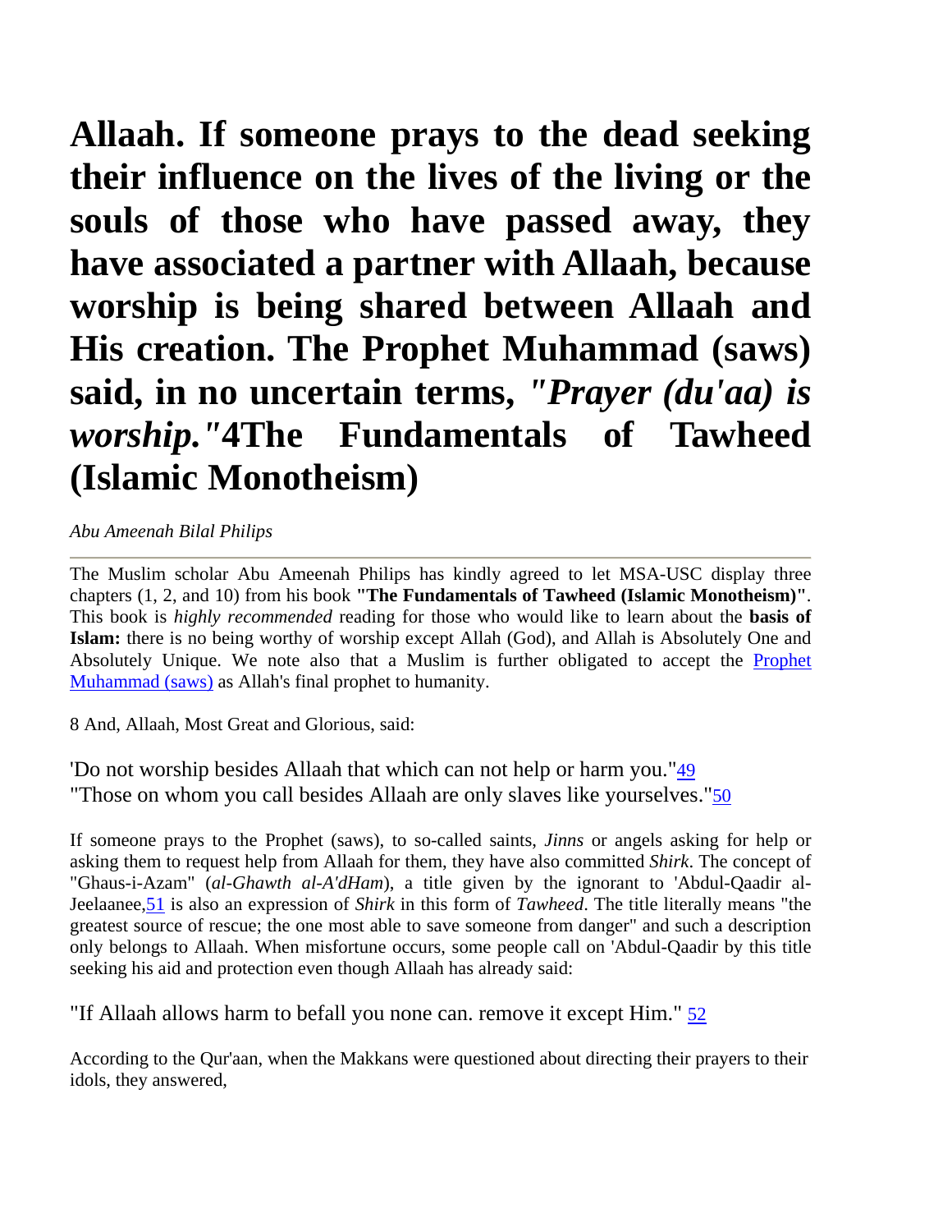# Allaah. If someone prays to the dead seeking their influence on the lives of the living or the souls of those who have passed away, they have associated a partner with Allaah, because worship is being shared between Allaah and His creation. The Prophet Muhammad (saws) said, in no uncertain terms, *"Prayer (du'aa) is worship."*4The Fundamentals of Tawheed (Islamic Monotheism)

*Abu Ameenah Bilal Philips*

---

The Muslim scholar Abu Ameenah Philips has kindly agreed to let MSA-USC display three chapters (1, 2, and 10) from his book **"The Fundamentals of Tawheed (Islamic Monotheism)"**. This book is *highly recommended* reading for those who would like to learn about the **basis of Islam:** there is no being worthy of worship except Allah (God), and Allah is Absolutely One and Absolutely Unique. We note also that a Muslim is further obligated to accept the Prophet Muhammad (saws) as Allah's final prophet to humanity.

8 And, Allaah, Most Great and Glorious, said:

'Do not worship besides Allaah that which can not help or harm you."[49]
"Those on whom you call besides Allaah are only slaves like yourselves."[50]

If someone prays to the Prophet (saws), to so-called saints, *Jinns* or angels asking for help or asking them to request help from Allaah for them, they have also committed *Shirk*. The concept of "Ghaus-i-Azam" (*al-Ghawth al-A'dHam*), a title given by the ignorant to 'Abdul-Qaadir al-Jeelaanee,[51] is also an expression of *Shirk* in this form of *Tawheed*. The title literally means "the greatest source of rescue; the one most able to save someone from danger" and such a description only belongs to Allaah. When misfortune occurs, some people call on 'Abdul-Qaadir by this title seeking his aid and protection even though Allaah has already said:

"If Allaah allows harm to befall you none can. remove it except Him." [52]

According to the Qur'aan, when the Makkans were questioned about directing their prayers to their idols, they answered,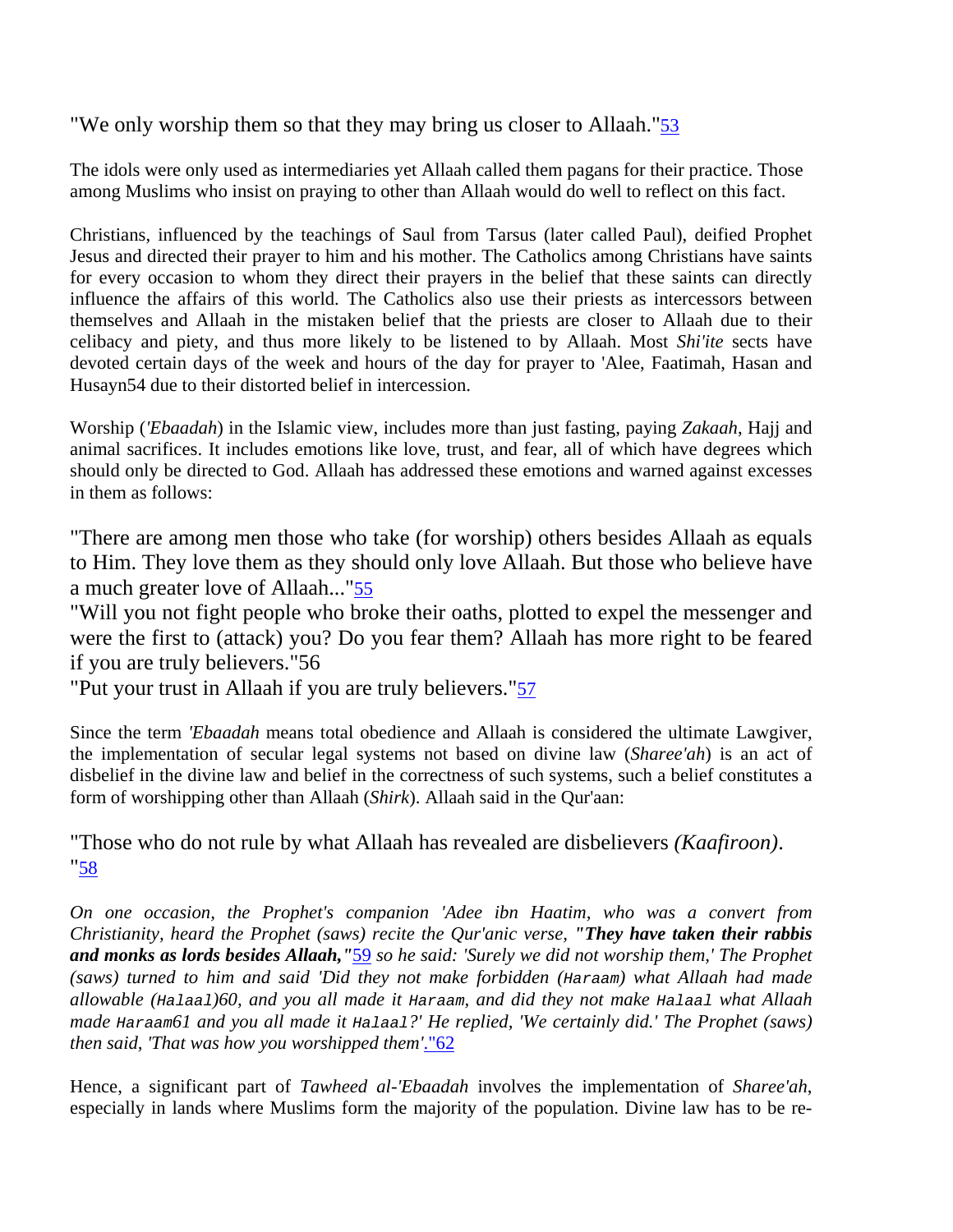"We only worship them so that they may bring us closer to Allaah."[53]

The idols were only used as intermediaries yet Allaah called them pagans for their practice. Those among Muslims who insist on praying to other than Allaah would do well to reflect on this fact.

Christians, influenced by the teachings of Saul from Tarsus (later called Paul), deified Prophet Jesus and directed their prayer to him and his mother. The Catholics among Christians have saints for every occasion to whom they direct their prayers in the belief that these saints can directly influence the affairs of this world. The Catholics also use their priests as intercessors between themselves and Allaah in the mistaken belief that the priests are closer to Allaah due to their celibacy and piety, and thus more likely to be listened to by Allaah. Most *Shi'ite* sects have devoted certain days of the week and hours of the day for prayer to 'Alee, Faatimah, Hasan and Husayn[54] due to their distorted belief in intercession.

Worship (*'Ebaadah*) in the Islamic view, includes more than just fasting, paying *Zakaah*, Hajj and animal sacrifices. It includes emotions like love, trust, and fear, all of which have degrees which should only be directed to God. Allaah has addressed these emotions and warned against excesses in them as follows:

"There are among men those who take (for worship) others besides Allaah as equals to Him. They love them as they should only love Allaah. But those who believe have a much greater love of Allaah..."[55]

"Will you not fight people who broke their oaths, plotted to expel the messenger and were the first to (attack) you? Do you fear them? Allaah has more right to be feared if you are truly believers."[56]

"Put your trust in Allaah if you are truly believers."[57]

Since the term *'Ebaadah* means total obedience and Allaah is considered the ultimate Lawgiver, the implementation of secular legal systems not based on divine law (*Sharee'ah*) is an act of disbelief in the divine law and belief in the correctness of such systems, such a belief constitutes a form of worshipping other than Allaah (*Shirk*). Allaah said in the Qur'aan:

"Those who do not rule by what Allaah has revealed are disbelievers *(Kaafiroon)*."[58]

*On one occasion, the Prophet's companion 'Adee ibn Haatim, who was a convert from Christianity, heard the Prophet (saws) recite the Qur'anic verse, **"They have taken their rabbis and monks as lords besides Allaah,"**[59] so he said: 'Surely we did not worship them,' The Prophet (saws) turned to him and said 'Did they not make forbidden (`Haraam`) what Allaah had made allowable (`Halaal`)[60], and you all made it `Haraam`, and did they not make `Halaal` what Allaah made `Haraam`[61] and you all made it `Halaal`?' He replied, 'We certainly did.' The Prophet (saws) then said, 'That was how you worshipped them'."*[62]

Hence, a significant part of *Tawheed al-'Ebaadah* involves the implementation of *Sharee'ah*, especially in lands where Muslims form the majority of the population. Divine law has to be re-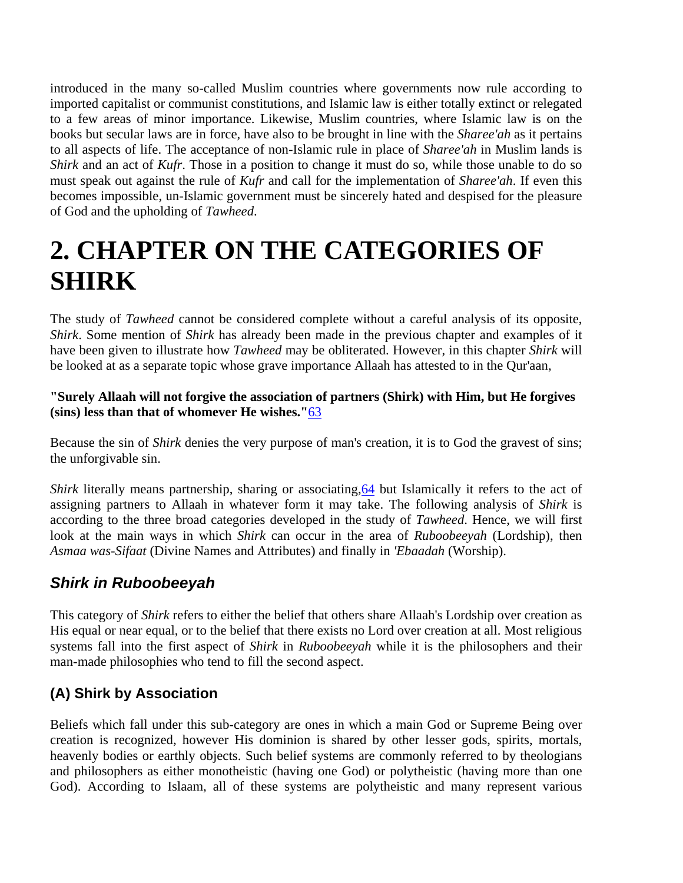introduced in the many so-called Muslim countries where governments now rule according to imported capitalist or communist constitutions, and Islamic law is either totally extinct or relegated to a few areas of minor importance. Likewise, Muslim countries, where Islamic law is on the books but secular laws are in force, have also to be brought in line with the *Sharee'ah* as it pertains to all aspects of life. The acceptance of non-Islamic rule in place of *Sharee'ah* in Muslim lands is *Shirk* and an act of *Kufr*. Those in a position to change it must do so, while those unable to do so must speak out against the rule of *Kufr* and call for the implementation of *Sharee'ah*. If even this becomes impossible, un-Islamic government must be sincerely hated and despised for the pleasure of God and the upholding of *Tawheed*.

# 2. CHAPTER ON THE CATEGORIES OF SHIRK

The study of *Tawheed* cannot be considered complete without a careful analysis of its opposite, *Shirk*. Some mention of *Shirk* has already been made in the previous chapter and examples of it have been given to illustrate how *Tawheed* may be obliterated. However, in this chapter *Shirk* will be looked at as a separate topic whose grave importance Allaah has attested to in the Qur'aan,

**"Surely Allaah will not forgive the association of partners (Shirk) with Him, but He forgives (sins) less than that of whomever He wishes."**[63]

Because the sin of *Shirk* denies the very purpose of man's creation, it is to God the gravest of sins; the unforgivable sin.

*Shirk* literally means partnership, sharing or associating,[64] but Islamically it refers to the act of assigning partners to Allaah in whatever form it may take. The following analysis of *Shirk* is according to the three broad categories developed in the study of *Tawheed*. Hence, we will first look at the main ways in which *Shirk* can occur in the area of *Ruboobeeyah* (Lordship), then *Asmaa was-Sifaat* (Divine Names and Attributes) and finally in *'Ebaadah* (Worship).

## *Shirk in Ruboobeeyah*

This category of *Shirk* refers to either the belief that others share Allaah's Lordship over creation as His equal or near equal, or to the belief that there exists no Lord over creation at all. Most religious systems fall into the first aspect of *Shirk* in *Ruboobeeyah* while it is the philosophers and their man-made philosophies who tend to fill the second aspect.

### (A) Shirk by Association

Beliefs which fall under this sub-category are ones in which a main God or Supreme Being over creation is recognized, however His dominion is shared by other lesser gods, spirits, mortals, heavenly bodies or earthly objects. Such belief systems are commonly referred to by theologians and philosophers as either monotheistic (having one God) or polytheistic (having more than one God). According to Islaam, all of these systems are polytheistic and many represent various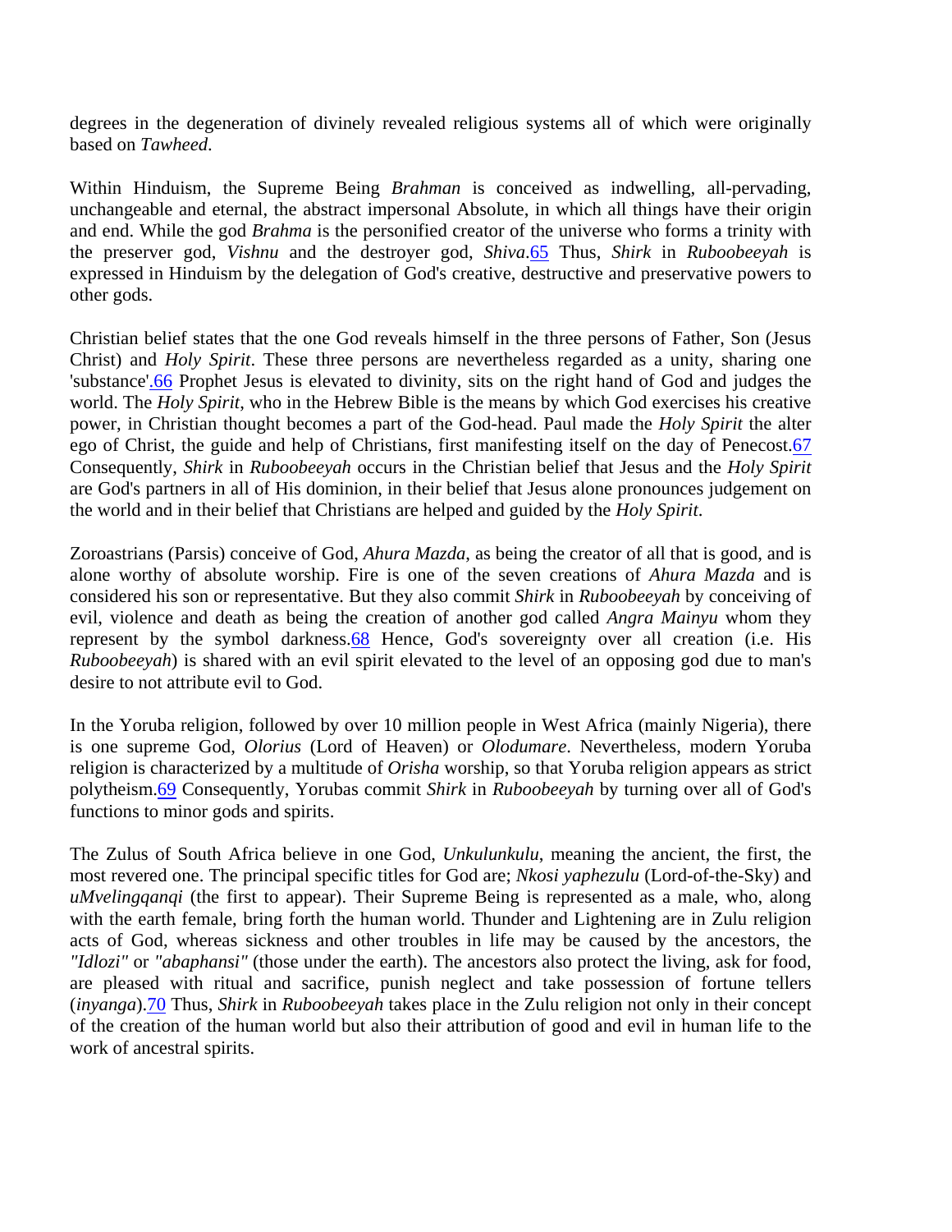degrees in the degeneration of divinely revealed religious systems all of which were originally based on *Tawheed*.

Within Hinduism, the Supreme Being *Brahman* is conceived as indwelling, all-pervading, unchangeable and eternal, the abstract impersonal Absolute, in which all things have their origin and end. While the god *Brahma* is the personified creator of the universe who forms a trinity with the preserver god, *Vishnu* and the destroyer god, *Shiva*.[65] Thus, *Shirk* in *Ruboobeeyah* is expressed in Hinduism by the delegation of God's creative, destructive and preservative powers to other gods.

Christian belief states that the one God reveals himself in the three persons of Father, Son (Jesus Christ) and *Holy Spirit*. These three persons are nevertheless regarded as a unity, sharing one 'substance'.[66] Prophet Jesus is elevated to divinity, sits on the right hand of God and judges the world. The *Holy Spirit*, who in the Hebrew Bible is the means by which God exercises his creative power, in Christian thought becomes a part of the God-head. Paul made the *Holy Spirit* the alter ego of Christ, the guide and help of Christians, first manifesting itself on the day of Penecost.[67] Consequently, *Shirk* in *Ruboobeeyah* occurs in the Christian belief that Jesus and the *Holy Spirit* are God's partners in all of His dominion, in their belief that Jesus alone pronounces judgement on the world and in their belief that Christians are helped and guided by the *Holy Spirit*.

Zoroastrians (Parsis) conceive of God, *Ahura Mazda*, as being the creator of all that is good, and is alone worthy of absolute worship. Fire is one of the seven creations of *Ahura Mazda* and is considered his son or representative. But they also commit *Shirk* in *Ruboobeeyah* by conceiving of evil, violence and death as being the creation of another god called *Angra Mainyu* whom they represent by the symbol darkness.[68] Hence, God's sovereignty over all creation (i.e. His *Ruboobeeyah*) is shared with an evil spirit elevated to the level of an opposing god due to man's desire to not attribute evil to God.

In the Yoruba religion, followed by over 10 million people in West Africa (mainly Nigeria), there is one supreme God, *Olorius* (Lord of Heaven) or *Olodumare*. Nevertheless, modern Yoruba religion is characterized by a multitude of *Orisha* worship, so that Yoruba religion appears as strict polytheism.[69] Consequently, Yorubas commit *Shirk* in *Ruboobeeyah* by turning over all of God's functions to minor gods and spirits.

The Zulus of South Africa believe in one God, *Unkulunkulu*, meaning the ancient, the first, the most revered one. The principal specific titles for God are; *Nkosi yaphezulu* (Lord-of-the-Sky) and *uMvelingqanqi* (the first to appear). Their Supreme Being is represented as a male, who, along with the earth female, bring forth the human world. Thunder and Lightening are in Zulu religion acts of God, whereas sickness and other troubles in life may be caused by the ancestors, the *"Idlozi"* or *"abaphansi"* (those under the earth). The ancestors also protect the living, ask for food, are pleased with ritual and sacrifice, punish neglect and take possession of fortune tellers (*inyanga*).[70] Thus, *Shirk* in *Ruboobeeyah* takes place in the Zulu religion not only in their concept of the creation of the human world but also their attribution of good and evil in human life to the work of ancestral spirits.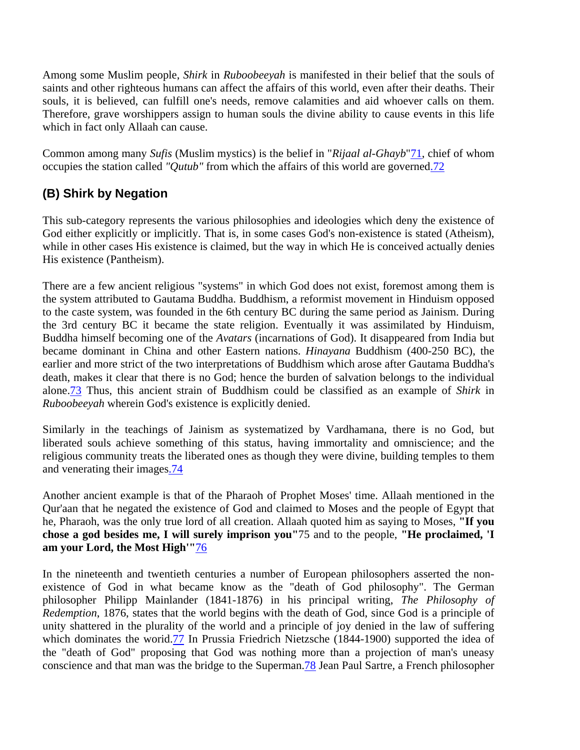Among some Muslim people, *Shirk* in *Ruboobeeyah* is manifested in their belief that the souls of saints and other righteous humans can affect the affairs of this world, even after their deaths. Their souls, it is believed, can fulfill one's needs, remove calamities and aid whoever calls on them. Therefore, grave worshippers assign to human souls the divine ability to cause events in this life which in fact only Allaah can cause.

Common among many *Sufis* (Muslim mystics) is the belief in "*Rijaal al-Ghayb*"[71], chief of whom occupies the station called *"Qutub"* from which the affairs of this world are governed.[72]

## (B) Shirk by Negation

This sub-category represents the various philosophies and ideologies which deny the existence of God either explicitly or implicitly. That is, in some cases God's non-existence is stated (Atheism), while in other cases His existence is claimed, but the way in which He is conceived actually denies His existence (Pantheism).

There are a few ancient religious "systems" in which God does not exist, foremost among them is the system attributed to Gautama Buddha. Buddhism, a reformist movement in Hinduism opposed to the caste system, was founded in the 6th century BC during the same period as Jainism. During the 3rd century BC it became the state religion. Eventually it was assimilated by Hinduism, Buddha himself becoming one of the *Avatars* (incarnations of God). It disappeared from India but became dominant in China and other Eastern nations. *Hinayana* Buddhism (400-250 BC), the earlier and more strict of the two interpretations of Buddhism which arose after Gautama Buddha's death, makes it clear that there is no God; hence the burden of salvation belongs to the individual alone.[73] Thus, this ancient strain of Buddhism could be classified as an example of *Shirk* in *Ruboobeeyah* wherein God's existence is explicitly denied.

Similarly in the teachings of Jainism as systematized by Vardhamana, there is no God, but liberated souls achieve something of this status, having immortality and omniscience; and the religious community treats the liberated ones as though they were divine, building temples to them and venerating their images.[74]

Another ancient example is that of the Pharaoh of Prophet Moses' time. Allaah mentioned in the Qur'aan that he negated the existence of God and claimed to Moses and the people of Egypt that he, Pharaoh, was the only true lord of all creation. Allaah quoted him as saying to Moses, **"If you chose a god besides me, I will surely imprison you"**[75] and to the people, **"He proclaimed, 'I am your Lord, the Most High'"**[76]

In the nineteenth and twentieth centuries a number of European philosophers asserted the non-existence of God in what became know as the "death of God philosophy". The German philosopher Philipp Mainlander (1841-1876) in his principal writing, *The Philosophy of Redemption*, 1876, states that the world begins with the death of God, since God is a principle of unity shattered in the plurality of the world and a principle of joy denied in the law of suffering which dominates the world.[77] In Prussia Friedrich Nietzsche (1844-1900) supported the idea of the "death of God" proposing that God was nothing more than a projection of man's uneasy conscience and that man was the bridge to the Superman.[78] Jean Paul Sartre, a French philosopher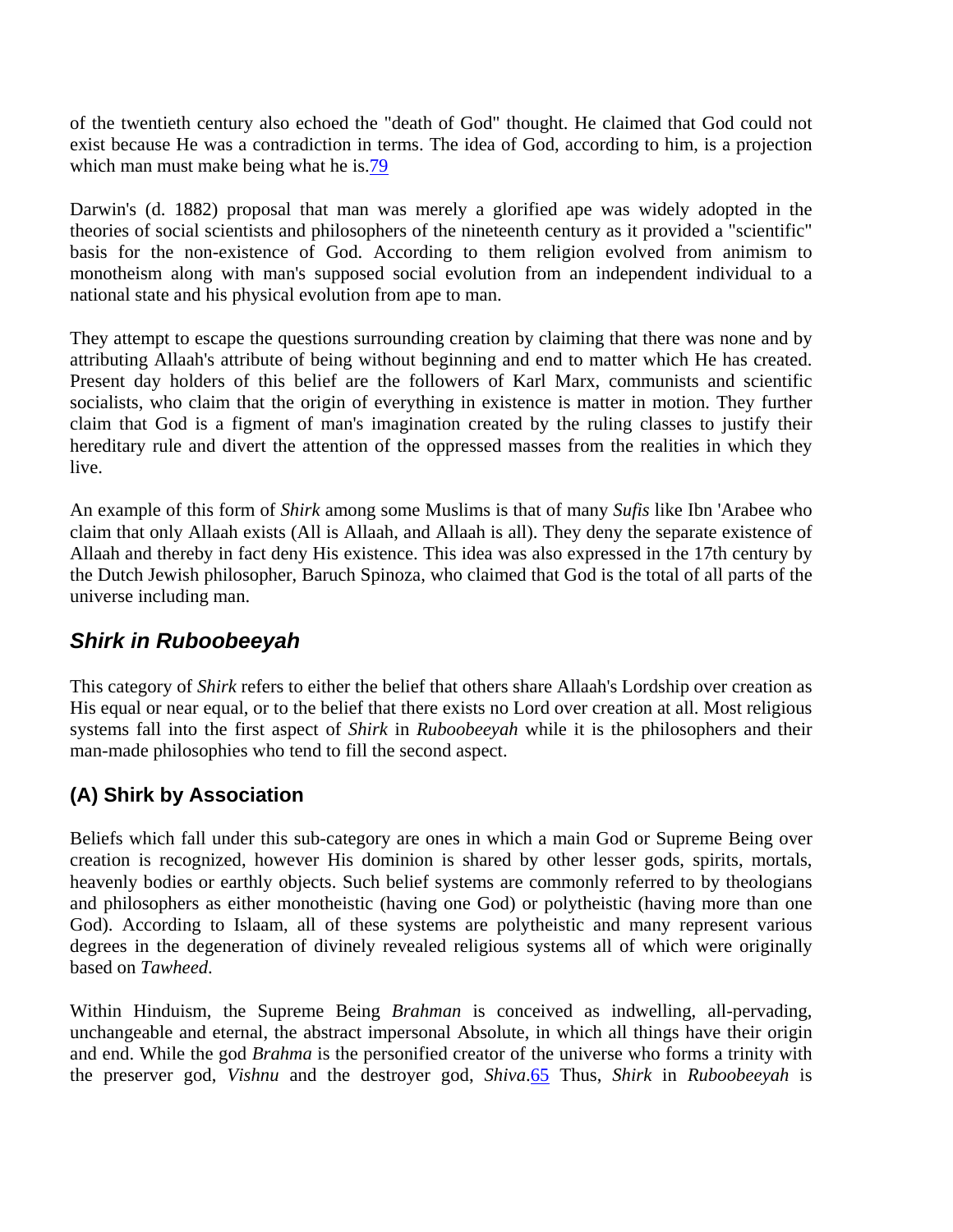of the twentieth century also echoed the "death of God" thought. He claimed that God could not exist because He was a contradiction in terms. The idea of God, according to him, is a projection which man must make being what he is.[79]

Darwin's (d. 1882) proposal that man was merely a glorified ape was widely adopted in the theories of social scientists and philosophers of the nineteenth century as it provided a "scientific" basis for the non-existence of God. According to them religion evolved from animism to monotheism along with man's supposed social evolution from an independent individual to a national state and his physical evolution from ape to man.

They attempt to escape the questions surrounding creation by claiming that there was none and by attributing Allaah's attribute of being without beginning and end to matter which He has created. Present day holders of this belief are the followers of Karl Marx, communists and scientific socialists, who claim that the origin of everything in existence is matter in motion. They further claim that God is a figment of man's imagination created by the ruling classes to justify their hereditary rule and divert the attention of the oppressed masses from the realities in which they live.

An example of this form of *Shirk* among some Muslims is that of many *Sufis* like Ibn 'Arabee who claim that only Allaah exists (All is Allaah, and Allaah is all). They deny the separate existence of Allaah and thereby in fact deny His existence. This idea was also expressed in the 17th century by the Dutch Jewish philosopher, Baruch Spinoza, who claimed that God is the total of all parts of the universe including man.

## *Shirk in Ruboobeeyah*

This category of *Shirk* refers to either the belief that others share Allaah's Lordship over creation as His equal or near equal, or to the belief that there exists no Lord over creation at all. Most religious systems fall into the first aspect of *Shirk* in *Ruboobeeyah* while it is the philosophers and their man-made philosophies who tend to fill the second aspect.

### (A) Shirk by Association

Beliefs which fall under this sub-category are ones in which a main God or Supreme Being over creation is recognized, however His dominion is shared by other lesser gods, spirits, mortals, heavenly bodies or earthly objects. Such belief systems are commonly referred to by theologians and philosophers as either monotheistic (having one God) or polytheistic (having more than one God). According to Islaam, all of these systems are polytheistic and many represent various degrees in the degeneration of divinely revealed religious systems all of which were originally based on *Tawheed*.

Within Hinduism, the Supreme Being *Brahman* is conceived as indwelling, all-pervading, unchangeable and eternal, the abstract impersonal Absolute, in which all things have their origin and end. While the god *Brahma* is the personified creator of the universe who forms a trinity with the preserver god, *Vishnu* and the destroyer god, *Shiva*.[65] Thus, *Shirk* in *Ruboobeeyah* is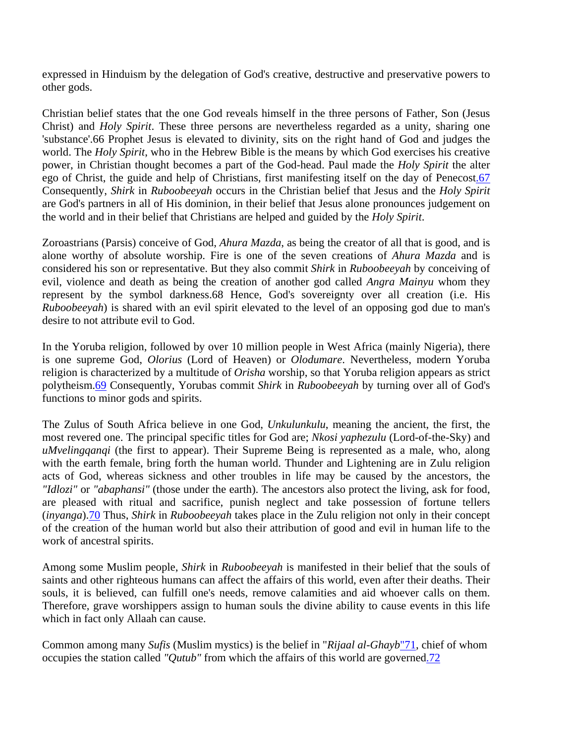expressed in Hinduism by the delegation of God's creative, destructive and preservative powers to other gods.

Christian belief states that the one God reveals himself in the three persons of Father, Son (Jesus Christ) and *Holy Spirit*. These three persons are nevertheless regarded as a unity, sharing one 'substance'.66 Prophet Jesus is elevated to divinity, sits on the right hand of God and judges the world. The *Holy Spirit*, who in the Hebrew Bible is the means by which God exercises his creative power, in Christian thought becomes a part of the God-head. Paul made the *Holy Spirit* the alter ego of Christ, the guide and help of Christians, first manifesting itself on the day of Penecost.67 Consequently, *Shirk* in *Ruboobeeyah* occurs in the Christian belief that Jesus and the *Holy Spirit* are God's partners in all of His dominion, in their belief that Jesus alone pronounces judgement on the world and in their belief that Christians are helped and guided by the *Holy Spirit*.

Zoroastrians (Parsis) conceive of God, *Ahura Mazda*, as being the creator of all that is good, and is alone worthy of absolute worship. Fire is one of the seven creations of *Ahura Mazda* and is considered his son or representative. But they also commit *Shirk* in *Ruboobeeyah* by conceiving of evil, violence and death as being the creation of another god called *Angra Mainyu* whom they represent by the symbol darkness.68 Hence, God's sovereignty over all creation (i.e. His *Ruboobeeyah*) is shared with an evil spirit elevated to the level of an opposing god due to man's desire to not attribute evil to God.

In the Yoruba religion, followed by over 10 million people in West Africa (mainly Nigeria), there is one supreme God, *Olorius* (Lord of Heaven) or *Olodumare*. Nevertheless, modern Yoruba religion is characterized by a multitude of *Orisha* worship, so that Yoruba religion appears as strict polytheism.69 Consequently, Yorubas commit *Shirk* in *Ruboobeeyah* by turning over all of God's functions to minor gods and spirits.

The Zulus of South Africa believe in one God, *Unkulunkulu*, meaning the ancient, the first, the most revered one. The principal specific titles for God are; *Nkosi yaphezulu* (Lord-of-the-Sky) and *uMvelingqanqi* (the first to appear). Their Supreme Being is represented as a male, who, along with the earth female, bring forth the human world. Thunder and Lightening are in Zulu religion acts of God, whereas sickness and other troubles in life may be caused by the ancestors, the *"Idlozi"* or *"abaphansi"* (those under the earth). The ancestors also protect the living, ask for food, are pleased with ritual and sacrifice, punish neglect and take possession of fortune tellers (*inyanga*).70 Thus, *Shirk* in *Ruboobeeyah* takes place in the Zulu religion not only in their concept of the creation of the human world but also their attribution of good and evil in human life to the work of ancestral spirits.

Among some Muslim people, *Shirk* in *Ruboobeeyah* is manifested in their belief that the souls of saints and other righteous humans can affect the affairs of this world, even after their deaths. Their souls, it is believed, can fulfill one's needs, remove calamities and aid whoever calls on them. Therefore, grave worshippers assign to human souls the divine ability to cause events in this life which in fact only Allaah can cause.

Common among many *Sufis* (Muslim mystics) is the belief in "*Rijaal al-Ghayb*"71, chief of whom occupies the station called *"Qutub"* from which the affairs of this world are governed.72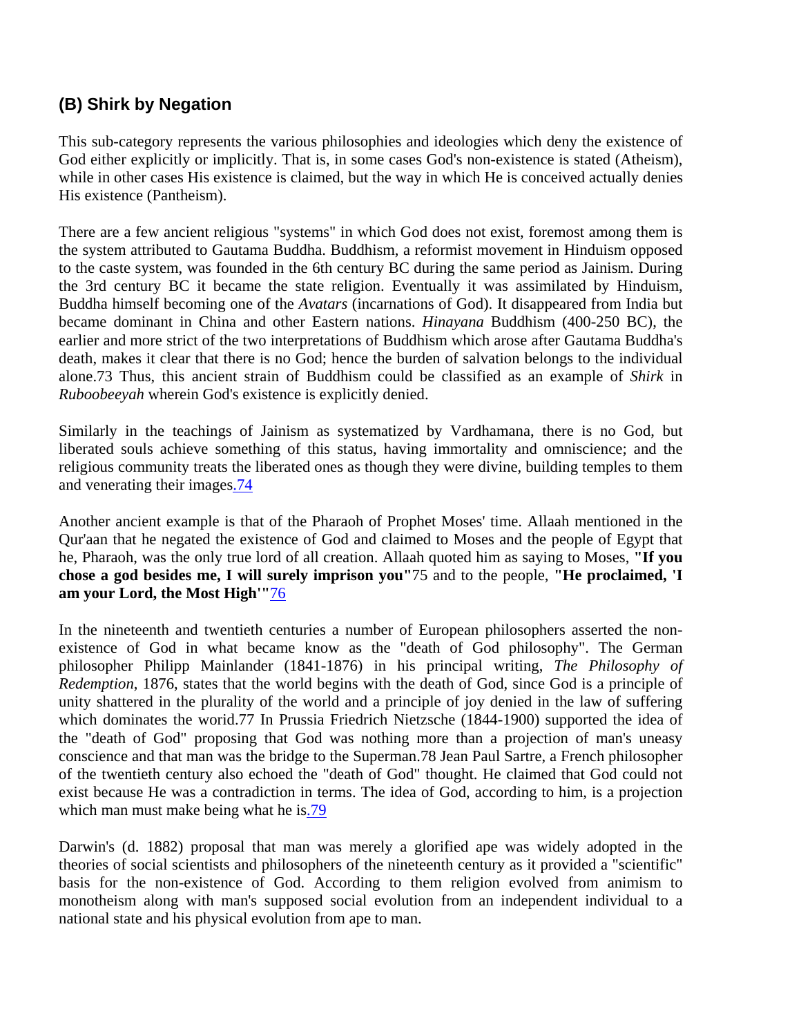### (B) Shirk by Negation

This sub-category represents the various philosophies and ideologies which deny the existence of God either explicitly or implicitly. That is, in some cases God's non-existence is stated (Atheism), while in other cases His existence is claimed, but the way in which He is conceived actually denies His existence (Pantheism).

There are a few ancient religious "systems" in which God does not exist, foremost among them is the system attributed to Gautama Buddha. Buddhism, a reformist movement in Hinduism opposed to the caste system, was founded in the 6th century BC during the same period as Jainism. During the 3rd century BC it became the state religion. Eventually it was assimilated by Hinduism, Buddha himself becoming one of the *Avatars* (incarnations of God). It disappeared from India but became dominant in China and other Eastern nations. *Hinayana* Buddhism (400-250 BC), the earlier and more strict of the two interpretations of Buddhism which arose after Gautama Buddha's death, makes it clear that there is no God; hence the burden of salvation belongs to the individual alone.73 Thus, this ancient strain of Buddhism could be classified as an example of *Shirk* in *Ruboobeeyah* wherein God's existence is explicitly denied.

Similarly in the teachings of Jainism as systematized by Vardhamana, there is no God, but liberated souls achieve something of this status, having immortality and omniscience; and the religious community treats the liberated ones as though they were divine, building temples to them and venerating their images.74

Another ancient example is that of the Pharaoh of Prophet Moses' time. Allaah mentioned in the Qur'aan that he negated the existence of God and claimed to Moses and the people of Egypt that he, Pharaoh, was the only true lord of all creation. Allaah quoted him as saying to Moses, **"If you chose a god besides me, I will surely imprison you"**75 and to the people, **"He proclaimed, 'I am your Lord, the Most High'"**76

In the nineteenth and twentieth centuries a number of European philosophers asserted the non-existence of God in what became know as the "death of God philosophy". The German philosopher Philipp Mainlander (1841-1876) in his principal writing, *The Philosophy of Redemption*, 1876, states that the world begins with the death of God, since God is a principle of unity shattered in the plurality of the world and a principle of joy denied in the law of suffering which dominates the world.77 In Prussia Friedrich Nietzsche (1844-1900) supported the idea of the "death of God" proposing that God was nothing more than a projection of man's uneasy conscience and that man was the bridge to the Superman.78 Jean Paul Sartre, a French philosopher of the twentieth century also echoed the "death of God" thought. He claimed that God could not exist because He was a contradiction in terms. The idea of God, according to him, is a projection which man must make being what he is.79

Darwin's (d. 1882) proposal that man was merely a glorified ape was widely adopted in the theories of social scientists and philosophers of the nineteenth century as it provided a "scientific" basis for the non-existence of God. According to them religion evolved from animism to monotheism along with man's supposed social evolution from an independent individual to a national state and his physical evolution from ape to man.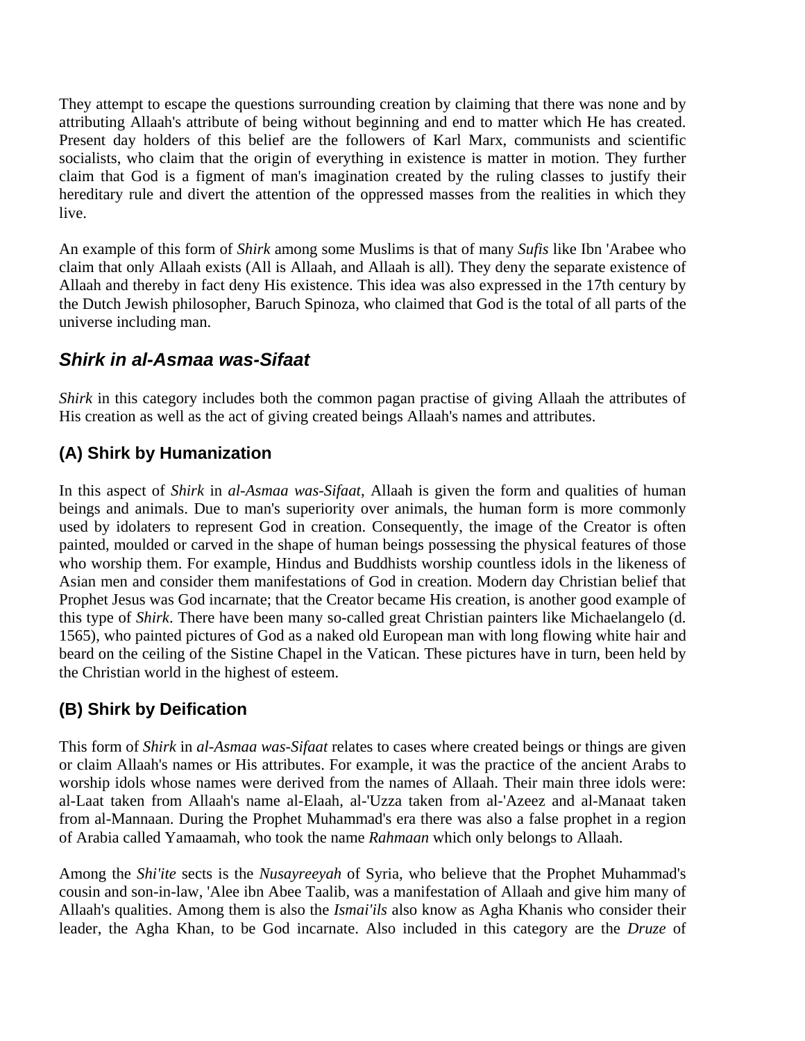They attempt to escape the questions surrounding creation by claiming that there was none and by attributing Allaah's attribute of being without beginning and end to matter which He has created. Present day holders of this belief are the followers of Karl Marx, communists and scientific socialists, who claim that the origin of everything in existence is matter in motion. They further claim that God is a figment of man's imagination created by the ruling classes to justify their hereditary rule and divert the attention of the oppressed masses from the realities in which they live.

An example of this form of *Shirk* among some Muslims is that of many *Sufis* like Ibn 'Arabee who claim that only Allaah exists (All is Allaah, and Allaah is all). They deny the separate existence of Allaah and thereby in fact deny His existence. This idea was also expressed in the 17th century by the Dutch Jewish philosopher, Baruch Spinoza, who claimed that God is the total of all parts of the universe including man.

## *Shirk in al-Asmaa was-Sifaat*

*Shirk* in this category includes both the common pagan practise of giving Allaah the attributes of His creation as well as the act of giving created beings Allaah's names and attributes.

### (A) Shirk by Humanization

In this aspect of *Shirk* in *al-Asmaa was-Sifaat*, Allaah is given the form and qualities of human beings and animals. Due to man's superiority over animals, the human form is more commonly used by idolaters to represent God in creation. Consequently, the image of the Creator is often painted, moulded or carved in the shape of human beings possessing the physical features of those who worship them. For example, Hindus and Buddhists worship countless idols in the likeness of Asian men and consider them manifestations of God in creation. Modern day Christian belief that Prophet Jesus was God incarnate; that the Creator became His creation, is another good example of this type of *Shirk*. There have been many so-called great Christian painters like Michaelangelo (d. 1565), who painted pictures of God as a naked old European man with long flowing white hair and beard on the ceiling of the Sistine Chapel in the Vatican. These pictures have in turn, been held by the Christian world in the highest of esteem.

### (B) Shirk by Deification

This form of *Shirk* in *al-Asmaa was-Sifaat* relates to cases where created beings or things are given or claim Allaah's names or His attributes. For example, it was the practice of the ancient Arabs to worship idols whose names were derived from the names of Allaah. Their main three idols were: al-Laat taken from Allaah's name al-Elaah, al-'Uzza taken from al-'Azeez and al-Manaat taken from al-Mannaan. During the Prophet Muhammad's era there was also a false prophet in a region of Arabia called Yamaamah, who took the name *Rahmaan* which only belongs to Allaah.

Among the *Shi'ite* sects is the *Nusayreeyah* of Syria, who believe that the Prophet Muhammad's cousin and son-in-law, 'Alee ibn Abee Taalib, was a manifestation of Allaah and give him many of Allaah's qualities. Among them is also the *Ismai'ils* also know as Agha Khanis who consider their leader, the Agha Khan, to be God incarnate. Also included in this category are the *Druze* of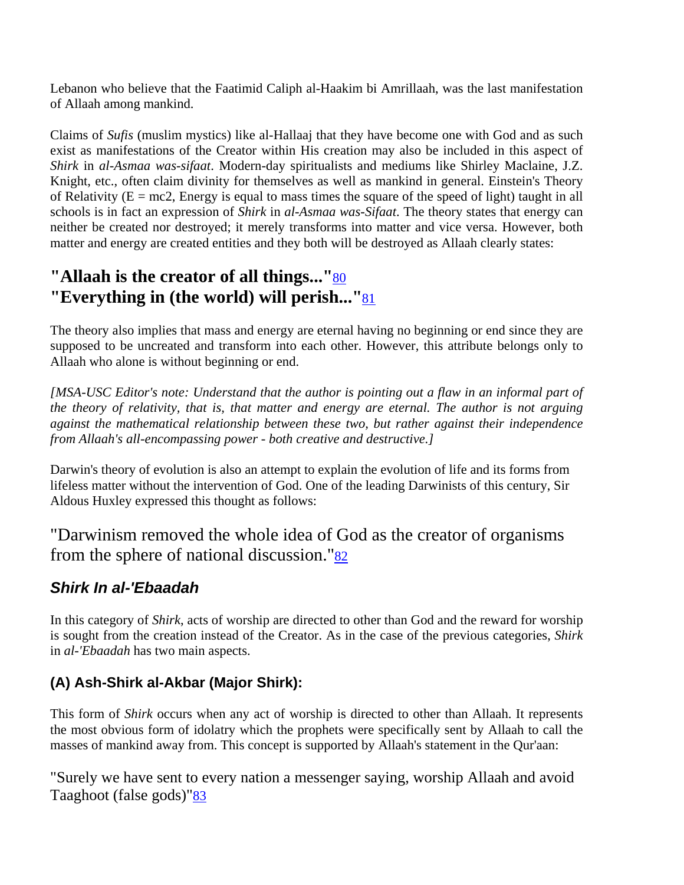Lebanon who believe that the Faatimid Caliph al-Haakim bi Amrillaah, was the last manifestation of Allaah among mankind.

Claims of *Sufis* (muslim mystics) like al-Hallaaj that they have become one with God and as such exist as manifestations of the Creator within His creation may also be included in this aspect of *Shirk* in *al-Asmaa was-sifaat*. Modern-day spiritualists and mediums like Shirley Maclaine, J.Z. Knight, etc., often claim divinity for themselves as well as mankind in general. Einstein's Theory of Relativity ($E = mc2$, Energy is equal to mass times the square of the speed of light) taught in all schools is in fact an expression of *Shirk* in *al-Asmaa was-Sifaat*. The theory states that energy can neither be created nor destroyed; it merely transforms into matter and vice versa. However, both matter and energy are created entities and they both will be destroyed as Allaah clearly states:

## "Allaah is the creator of all things..."[80] "Everything in (the world) will perish..."[81]

The theory also implies that mass and energy are eternal having no beginning or end since they are supposed to be uncreated and transform into each other. However, this attribute belongs only to Allaah who alone is without beginning or end.

*[MSA-USC Editor's note: Understand that the author is pointing out a flaw in an informal part of the theory of relativity, that is, that matter and energy are eternal. The author is not arguing against the mathematical relationship between these two, but rather against their independence from Allaah's all-encompassing power - both creative and destructive.]*

Darwin's theory of evolution is also an attempt to explain the evolution of life and its forms from lifeless matter without the intervention of God. One of the leading Darwinists of this century, Sir Aldous Huxley expressed this thought as follows:

"Darwinism removed the whole idea of God as the creator of organisms from the sphere of national discussion."[82]

### *Shirk In al-'Ebaadah*

In this category of *Shirk*, acts of worship are directed to other than God and the reward for worship is sought from the creation instead of the Creator. As in the case of the previous categories, *Shirk* in *al-'Ebaadah* has two main aspects.

#### (A) Ash-Shirk al-Akbar (Major Shirk):

This form of *Shirk* occurs when any act of worship is directed to other than Allaah. It represents the most obvious form of idolatry which the prophets were specifically sent by Allaah to call the masses of mankind away from. This concept is supported by Allaah's statement in the Qur'aan:

"Surely we have sent to every nation a messenger saying, worship Allaah and avoid Taaghoot (false gods)"[83]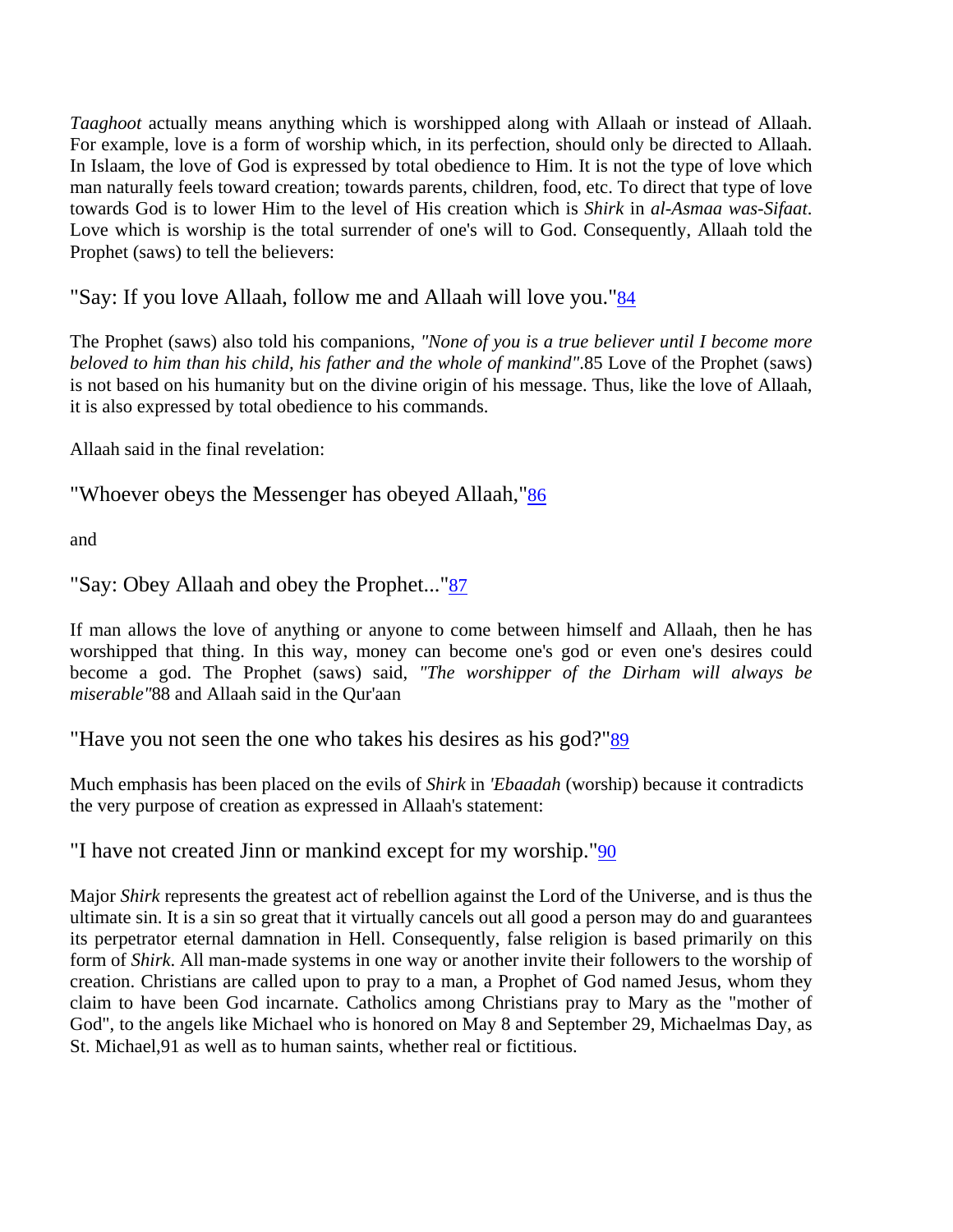*Taaghoot* actually means anything which is worshipped along with Allaah or instead of Allaah. For example, love is a form of worship which, in its perfection, should only be directed to Allaah. In Islaam, the love of God is expressed by total obedience to Him. It is not the type of love which man naturally feels toward creation; towards parents, children, food, etc. To direct that type of love towards God is to lower Him to the level of His creation which is *Shirk* in *al-Asmaa was-Sifaat*. Love which is worship is the total surrender of one's will to God. Consequently, Allaah told the Prophet (saws) to tell the believers:

"Say: If you love Allaah, follow me and Allaah will love you."[84]

The Prophet (saws) also told his companions, *"None of you is a true believer until I become more beloved to him than his child, his father and the whole of mankind"*.[85] Love of the Prophet (saws) is not based on his humanity but on the divine origin of his message. Thus, like the love of Allaah, it is also expressed by total obedience to his commands.

Allaah said in the final revelation:

"Whoever obeys the Messenger has obeyed Allaah,"[86]

and

"Say: Obey Allaah and obey the Prophet..."[87]

If man allows the love of anything or anyone to come between himself and Allaah, then he has worshipped that thing. In this way, money can become one's god or even one's desires could become a god. The Prophet (saws) said, *"The worshipper of the Dirham will always be miserable"*[88] and Allaah said in the Qur'aan

"Have you not seen the one who takes his desires as his god?"[89]

Much emphasis has been placed on the evils of *Shirk* in *'Ebaadah* (worship) because it contradicts the very purpose of creation as expressed in Allaah's statement:

"I have not created Jinn or mankind except for my worship."[90]

Major *Shirk* represents the greatest act of rebellion against the Lord of the Universe, and is thus the ultimate sin. It is a sin so great that it virtually cancels out all good a person may do and guarantees its perpetrator eternal damnation in Hell. Consequently, false religion is based primarily on this form of *Shirk*. All man-made systems in one way or another invite their followers to the worship of creation. Christians are called upon to pray to a man, a Prophet of God named Jesus, whom they claim to have been God incarnate. Catholics among Christians pray to Mary as the "mother of God", to the angels like Michael who is honored on May 8 and September 29, Michaelmas Day, as St. Michael,[91] as well as to human saints, whether real or fictitious.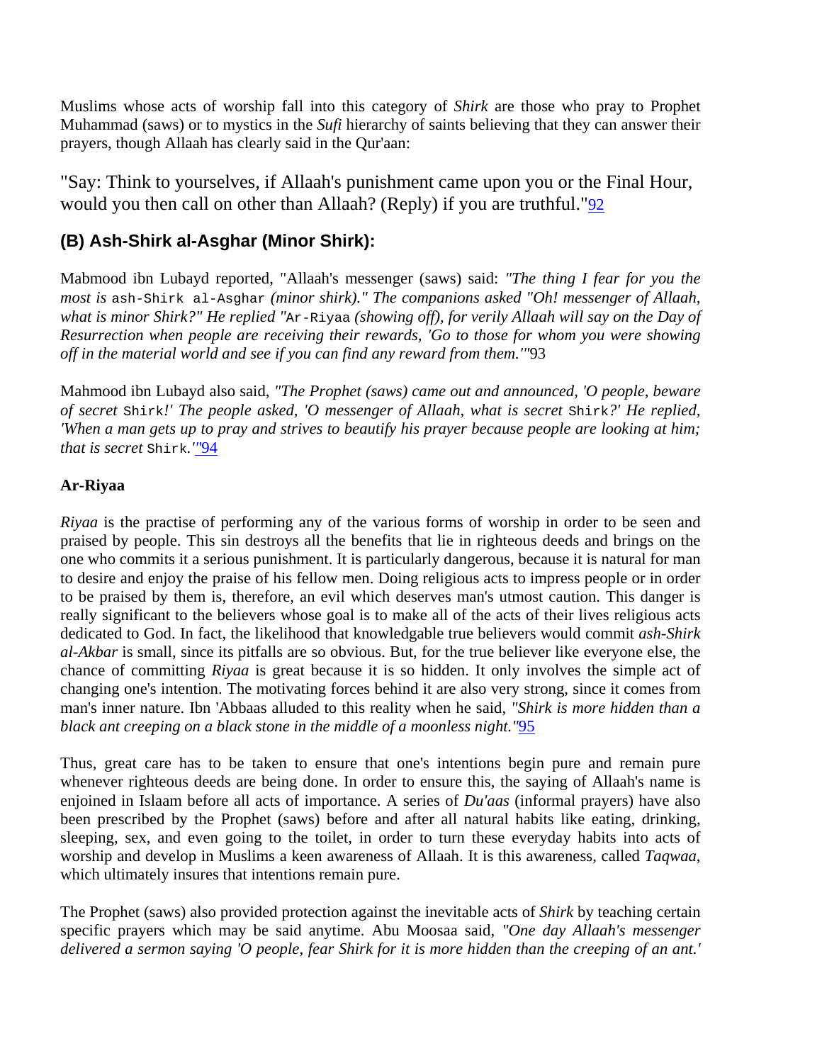Muslims whose acts of worship fall into this category of *Shirk* are those who pray to Prophet Muhammad (saws) or to mystics in the *Sufi* hierarchy of saints believing that they can answer their prayers, though Allaah has clearly said in the Qur'aan:

"Say: Think to yourselves, if Allaah's punishment came upon you or the Final Hour, would you then call on other than Allaah? (Reply) if you are truthful."[92]

## (B) Ash-Shirk al-Asghar (Minor Shirk):

Mabmood ibn Lubayd reported, "Allaah's messenger (saws) said: *"The thing I fear for you the most is* `ash-Shirk al-Asghar` *(minor shirk)." The companions asked "Oh! messenger of Allaah, what is minor Shirk?" He replied "*`Ar-Riyaa` *(showing off), for verily Allaah will say on the Day of Resurrection when people are receiving their rewards, 'Go to those for whom you were showing off in the material world and see if you can find any reward from them.'"*93

Mahmood ibn Lubayd also said, *"The Prophet (saws) came out and announced, 'O people, beware of secret* `Shirk`*!' The people asked, 'O messenger of Allaah, what is secret* `Shirk`*?' He replied, 'When a man gets up to pray and strives to beautify his prayer because people are looking at him; that is secret* `Shirk`*.'"*[94]

**Ar-Riyaa**

*Riyaa* is the practise of performing any of the various forms of worship in order to be seen and praised by people. This sin destroys all the benefits that lie in righteous deeds and brings on the one who commits it a serious punishment. It is particularly dangerous, because it is natural for man to desire and enjoy the praise of his fellow men. Doing religious acts to impress people or in order to be praised by them is, therefore, an evil which deserves man's utmost caution. This danger is really significant to the believers whose goal is to make all of the acts of their lives religious acts dedicated to God. In fact, the likelihood that knowledgable true believers would commit *ash-Shirk al-Akbar* is small, since its pitfalls are so obvious. But, for the true believer like everyone else, the chance of committing *Riyaa* is great because it is so hidden. It only involves the simple act of changing one's intention. The motivating forces behind it are also very strong, since it comes from man's inner nature. Ibn 'Abbaas alluded to this reality when he said, *"Shirk is more hidden than a black ant creeping on a black stone in the middle of a moonless night."*[95]

Thus, great care has to be taken to ensure that one's intentions begin pure and remain pure whenever righteous deeds are being done. In order to ensure this, the saying of Allaah's name is enjoined in Islaam before all acts of importance. A series of *Du'aas* (informal prayers) have also been prescribed by the Prophet (saws) before and after all natural habits like eating, drinking, sleeping, sex, and even going to the toilet, in order to turn these everyday habits into acts of worship and develop in Muslims a keen awareness of Allaah. It is this awareness, called *Taqwaa*, which ultimately insures that intentions remain pure.

The Prophet (saws) also provided protection against the inevitable acts of *Shirk* by teaching certain specific prayers which may be said anytime. Abu Moosaa said, *"One day Allaah's messenger delivered a sermon saying 'O people, fear Shirk for it is more hidden than the creeping of an ant.'*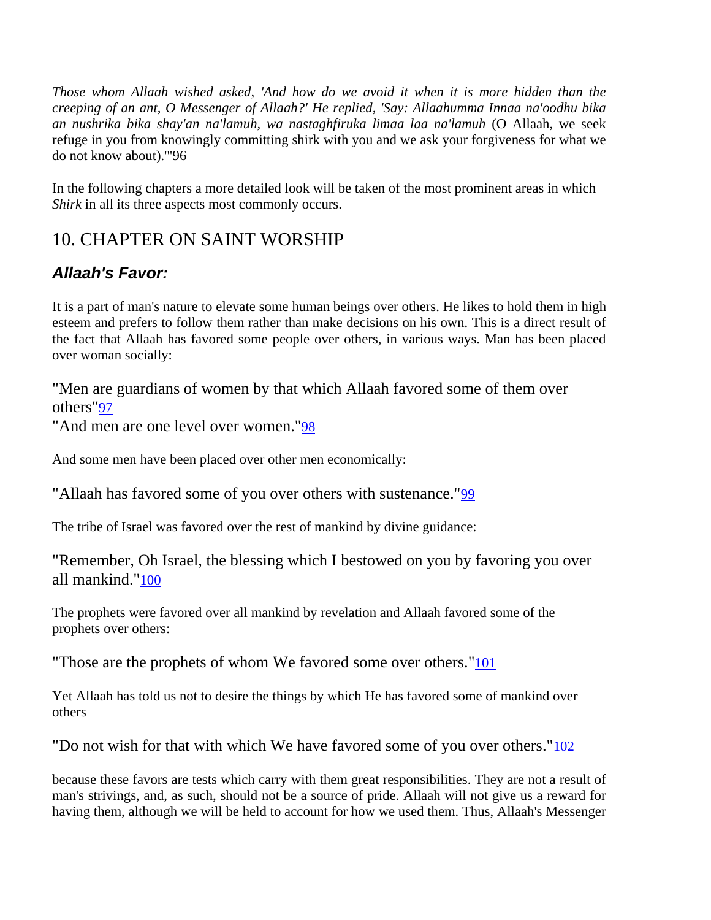*Those whom Allaah wished asked, 'And how do we avoid it when it is more hidden than the creeping of an ant, O Messenger of Allaah?' He replied, 'Say: Allaahumma Innaa na'oodhu bika an nushrika bika shay'an na'lamuh, wa nastaghfiruka limaa laa na'lamuh* (O Allaah, we seek refuge in you from knowingly committing shirk with you and we ask your forgiveness for what we do not know about).'"96

In the following chapters a more detailed look will be taken of the most prominent areas in which *Shirk* in all its three aspects most commonly occurs.

## 10. CHAPTER ON SAINT WORSHIP

### *Allaah's Favor:*

It is a part of man's nature to elevate some human beings over others. He likes to hold them in high esteem and prefers to follow them rather than make decisions on his own. This is a direct result of the fact that Allaah has favored some people over others, in various ways. Man has been placed over woman socially:

"Men are guardians of women by that which Allaah favored some of them over others"97
"And men are one level over women."98

And some men have been placed over other men economically:

"Allaah has favored some of you over others with sustenance."99

The tribe of Israel was favored over the rest of mankind by divine guidance:

"Remember, Oh Israel, the blessing which I bestowed on you by favoring you over all mankind."100

The prophets were favored over all mankind by revelation and Allaah favored some of the prophets over others:

"Those are the prophets of whom We favored some over others."101

Yet Allaah has told us not to desire the things by which He has favored some of mankind over others

"Do not wish for that with which We have favored some of you over others."102

because these favors are tests which carry with them great responsibilities. They are not a result of man's strivings, and, as such, should not be a source of pride. Allaah will not give us a reward for having them, although we will be held to account for how we used them. Thus, Allaah's Messenger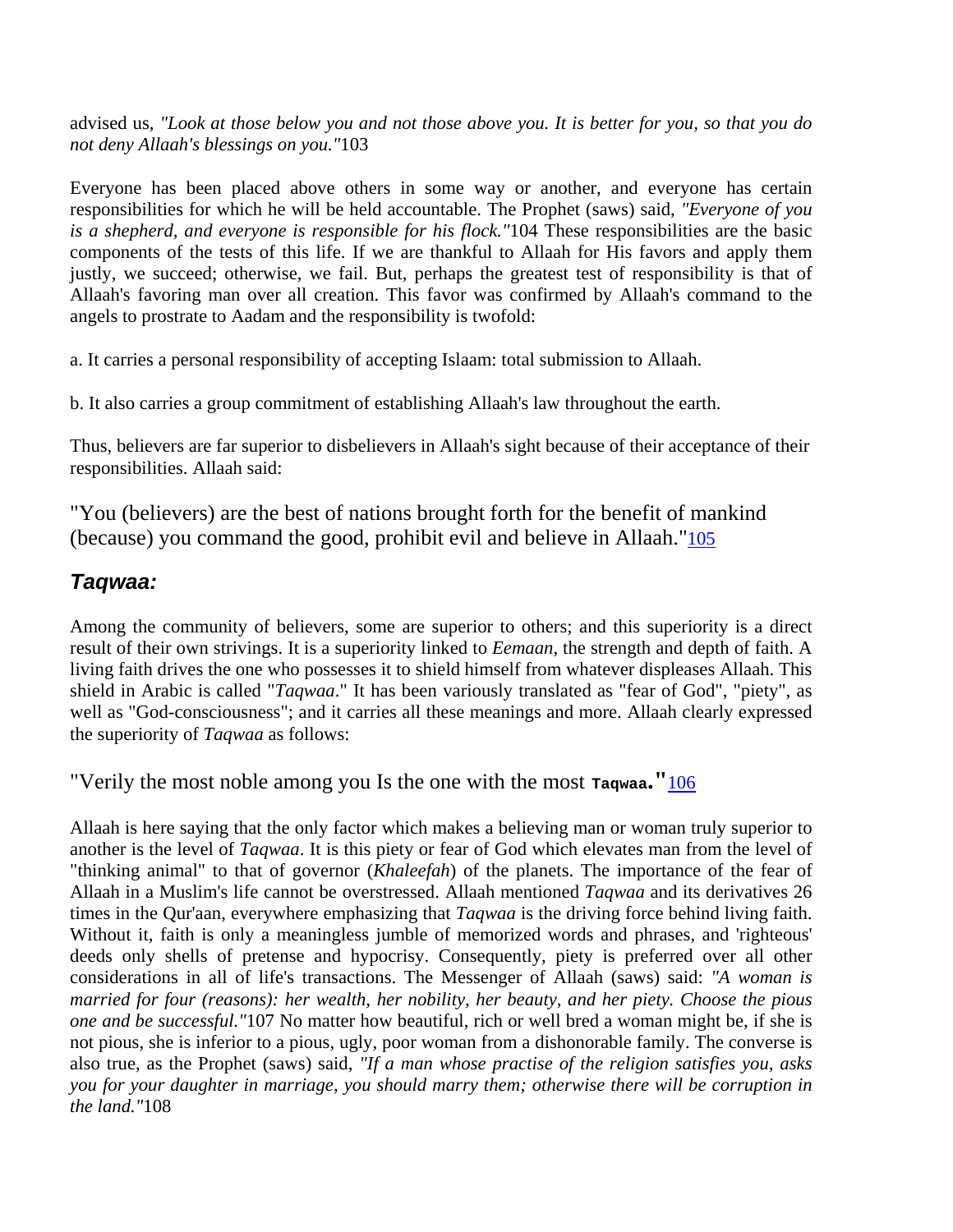advised us, *"Look at those below you and not those above you. It is better for you, so that you do not deny Allaah's blessings on you."*103

Everyone has been placed above others in some way or another, and everyone has certain responsibilities for which he will be held accountable. The Prophet (saws) said, *"Everyone of you is a shepherd, and everyone is responsible for his flock."*104 These responsibilities are the basic components of the tests of this life. If we are thankful to Allaah for His favors and apply them justly, we succeed; otherwise, we fail. But, perhaps the greatest test of responsibility is that of Allaah's favoring man over all creation. This favor was confirmed by Allaah's command to the angels to prostrate to Aadam and the responsibility is twofold:

a. It carries a personal responsibility of accepting Islaam: total submission to Allaah.

b. It also carries a group commitment of establishing Allaah's law throughout the earth.

Thus, believers are far superior to disbelievers in Allaah's sight because of their acceptance of their responsibilities. Allaah said:

"You (believers) are the best of nations brought forth for the benefit of mankind (because) you command the good, prohibit evil and believe in Allaah."105

## *Taqwaa:*

Among the community of believers, some are superior to others; and this superiority is a direct result of their own strivings. It is a superiority linked to *Eemaan*, the strength and depth of faith. A living faith drives the one who possesses it to shield himself from whatever displeases Allaah. This shield in Arabic is called "*Taqwaa*." It has been variously translated as "fear of God", "piety", as well as "God-consciousness"; and it carries all these meanings and more. Allaah clearly expressed the superiority of *Taqwaa* as follows:

"Verily the most noble among you Is the one with the most **Taqwaa**."106

Allaah is here saying that the only factor which makes a believing man or woman truly superior to another is the level of *Taqwaa*. It is this piety or fear of God which elevates man from the level of "thinking animal" to that of governor (*Khaleefah*) of the planets. The importance of the fear of Allaah in a Muslim's life cannot be overstressed. Allaah mentioned *Taqwaa* and its derivatives 26 times in the Qur'aan, everywhere emphasizing that *Taqwaa* is the driving force behind living faith. Without it, faith is only a meaningless jumble of memorized words and phrases, and 'righteous' deeds only shells of pretense and hypocrisy. Consequently, piety is preferred over all other considerations in all of life's transactions. The Messenger of Allaah (saws) said: *"A woman is married for four (reasons): her wealth, her nobility, her beauty, and her piety. Choose the pious one and be successful."*107 No matter how beautiful, rich or well bred a woman might be, if she is not pious, she is inferior to a pious, ugly, poor woman from a dishonorable family. The converse is also true, as the Prophet (saws) said, *"If a man whose practise of the religion satisfies you, asks you for your daughter in marriage, you should marry them; otherwise there will be corruption in the land."*108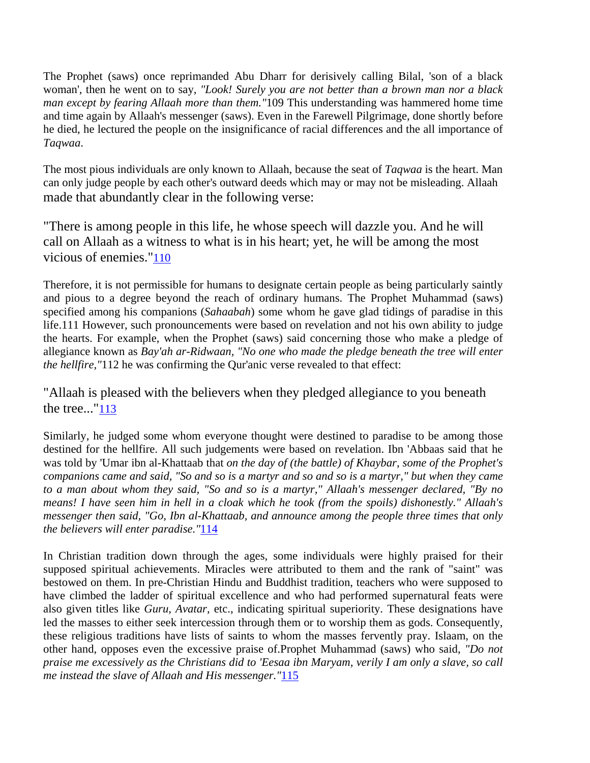The Prophet (saws) once reprimanded Abu Dharr for derisively calling Bilal, 'son of a black woman', then he went on to say, *"Look! Surely you are not better than a brown man nor a black man except by fearing Allaah more than them."*109 This understanding was hammered home time and time again by Allaah's messenger (saws). Even in the Farewell Pilgrimage, done shortly before he died, he lectured the people on the insignificance of racial differences and the all importance of *Taqwaa*.

The most pious individuals are only known to Allaah, because the seat of *Taqwaa* is the heart. Man can only judge people by each other's outward deeds which may or may not be misleading. Allaah made that abundantly clear in the following verse:

"There is among people in this life, he whose speech will dazzle you. And he will call on Allaah as a witness to what is in his heart; yet, he will be among the most vicious of enemies."[110]

Therefore, it is not permissible for humans to designate certain people as being particularly saintly and pious to a degree beyond the reach of ordinary humans. The Prophet Muhammad (saws) specified among his companions (*Sahaabah*) some whom he gave glad tidings of paradise in this life.111 However, such pronouncements were based on revelation and not his own ability to judge the hearts. For example, when the Prophet (saws) said concerning those who make a pledge of allegiance known as *Bay'ah ar-Ridwaan, "No one who made the pledge beneath the tree will enter the hellfire,"*112 he was confirming the Qur'anic verse revealed to that effect:

"Allaah is pleased with the believers when they pledged allegiance to you beneath the tree..."[113]

Similarly, he judged some whom everyone thought were destined to paradise to be among those destined for the hellfire. All such judgements were based on revelation. Ibn 'Abbaas said that he was told by 'Umar ibn al-Khattaab that *on the day of (the battle) of Khaybar, some of the Prophet's companions came and said, "So and so is a martyr and so and so is a martyr," but when they came to a man about whom they said, "So and so is a martyr," Allaah's messenger declared, "By no means! I have seen him in hell in a cloak which he took (from the spoils) dishonestly." Allaah's messenger then said, "Go, Ibn al-Khattaab, and announce among the people three times that only the believers will enter paradise."*[114]

In Christian tradition down through the ages, some individuals were highly praised for their supposed spiritual achievements. Miracles were attributed to them and the rank of "saint" was bestowed on them. In pre-Christian Hindu and Buddhist tradition, teachers who were supposed to have climbed the ladder of spiritual excellence and who had performed supernatural feats were also given titles like *Guru*, *Avatar*, etc., indicating spiritual superiority. These designations have led the masses to either seek intercession through them or to worship them as gods. Consequently, these religious traditions have lists of saints to whom the masses fervently pray. Islaam, on the other hand, opposes even the excessive praise of.Prophet Muhammad (saws) who said, *"Do not praise me excessively as the Christians did to 'Eesaa ibn Maryam, verily I am only a slave, so call me instead the slave of Allaah and His messenger."*[115]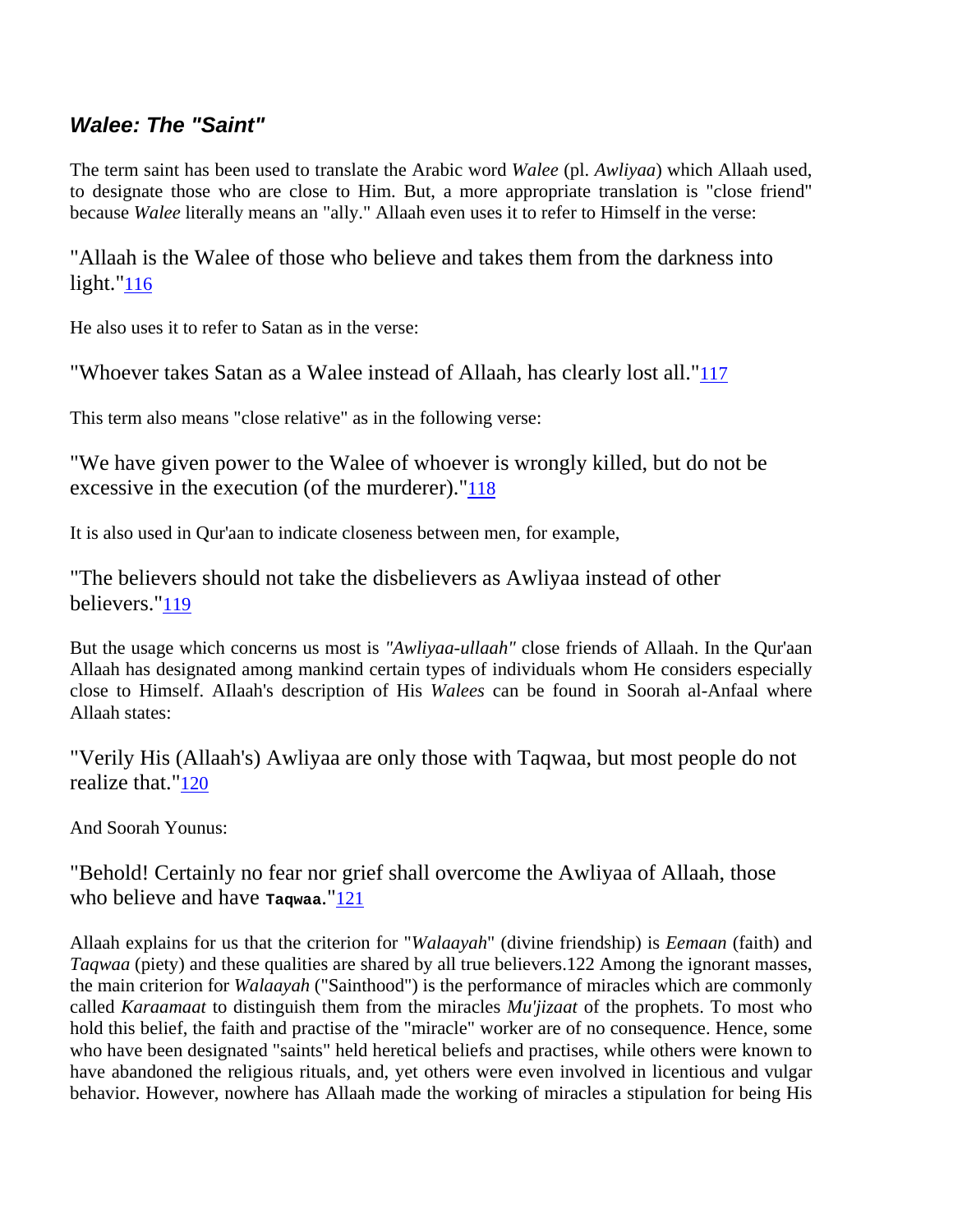## *Walee: The "Saint"*

The term saint has been used to translate the Arabic word *Walee* (pl. *Awliyaa*) which Allaah used, to designate those who are close to Him. But, a more appropriate translation is "close friend" because *Walee* literally means an "ally." Allaah even uses it to refer to Himself in the verse:

"Allaah is the Walee of those who believe and takes them from the darkness into light."[116]

He also uses it to refer to Satan as in the verse:

"Whoever takes Satan as a Walee instead of Allaah, has clearly lost all."[117]

This term also means "close relative" as in the following verse:

"We have given power to the Walee of whoever is wrongly killed, but do not be excessive in the execution (of the murderer)."[118]

It is also used in Qur'aan to indicate closeness between men, for example,

"The believers should not take the disbelievers as Awliyaa instead of other believers."[119]

But the usage which concerns us most is *"Awliyaa-ullaah"* close friends of Allaah. In the Qur'aan Allaah has designated among mankind certain types of individuals whom He considers especially close to Himself. Allaah's description of His *Walees* can be found in Soorah al-Anfaal where Allaah states:

"Verily His (Allaah's) Awliyaa are only those with Taqwaa, but most people do not realize that."[120]

And Soorah Younus:

"Behold! Certainly no fear nor grief shall overcome the Awliyaa of Allaah, those who believe and have **Taqwaa**."[121]

Allaah explains for us that the criterion for "*Walaayah*" (divine friendship) is *Eemaan* (faith) and *Taqwaa* (piety) and these qualities are shared by all true believers.122 Among the ignorant masses, the main criterion for *Walaayah* ("Sainthood") is the performance of miracles which are commonly called *Karaamaat* to distinguish them from the miracles *Mu'jizaat* of the prophets. To most who hold this belief, the faith and practise of the "miracle" worker are of no consequence. Hence, some who have been designated "saints" held heretical beliefs and practises, while others were known to have abandoned the religious rituals, and, yet others were even involved in licentious and vulgar behavior. However, nowhere has Allaah made the working of miracles a stipulation for being His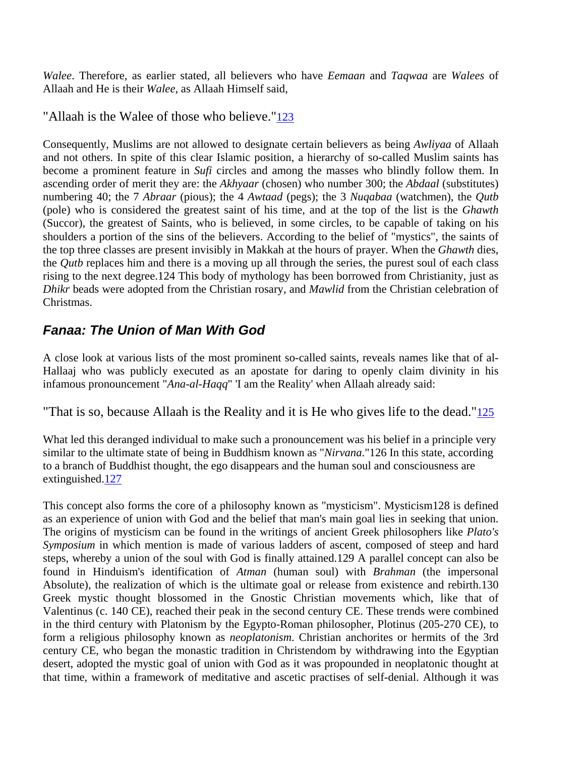*Walee*. Therefore, as earlier stated, all believers who have *Eemaan* and *Taqwaa* are *Walees* of Allaah and He is their *Walee*, as Allaah Himself said,

"Allaah is the Walee of those who believe."[123]

Consequently, Muslims are not allowed to designate certain believers as being *Awliyaa* of Allaah and not others. In spite of this clear Islamic position, a hierarchy of so-called Muslim saints has become a prominent feature in *Sufi* circles and among the masses who blindly follow them. In ascending order of merit they are: the *Akhyaar* (chosen) who number 300; the *Abdaal* (substitutes) numbering 40; the 7 *Abraar* (pious); the 4 *Awtaad* (pegs); the 3 *Nuqabaa* (watchmen), the *Qutb* (pole) who is considered the greatest saint of his time, and at the top of the list is the *Ghawth* (Succor), the greatest of Saints, who is believed, in some circles, to be capable of taking on his shoulders a portion of the sins of the believers. According to the belief of "mystics", the saints of the top three classes are present invisibly in Makkah at the hours of prayer. When the *Ghawth* dies, the *Qutb* replaces him and there is a moving up all through the series, the purest soul of each class rising to the next degree.124 This body of mythology has been borrowed from Christianity, just as *Dhikr* beads were adopted from the Christian rosary, and *Mawlid* from the Christian celebration of Christmas.

## *Fanaa: The Union of Man With God*

A close look at various lists of the most prominent so-called saints, reveals names like that of al-Hallaaj who was publicly executed as an apostate for daring to openly claim divinity in his infamous pronouncement "*Ana-al-Haqq*" 'I am the Reality' when Allaah already said:

"That is so, because Allaah is the Reality and it is He who gives life to the dead."[125]

What led this deranged individual to make such a pronouncement was his belief in a principle very similar to the ultimate state of being in Buddhism known as "*Nirvana*."126 In this state, according to a branch of Buddhist thought, the ego disappears and the human soul and consciousness are extinguished.[127]

This concept also forms the core of a philosophy known as "mysticism". Mysticism128 is defined as an experience of union with God and the belief that man's main goal lies in seeking that union. The origins of mysticism can be found in the writings of ancient Greek philosophers like *Plato's Symposium* in which mention is made of various ladders of ascent, composed of steep and hard steps, whereby a union of the soul with God is finally attained.129 A parallel concept can also be found in Hinduism's identification of *Atman* (human soul) with *Brahman* (the impersonal Absolute), the realization of which is the ultimate goal or release from existence and rebirth.130 Greek mystic thought blossomed in the Gnostic Christian movements which, like that of Valentinus (c. 140 CE), reached their peak in the second century CE. These trends were combined in the third century with Platonism by the Egypto-Roman philosopher, Plotinus (205-270 CE), to form a religious philosophy known as *neoplatonism*. Christian anchorites or hermits of the 3rd century CE, who began the monastic tradition in Christendom by withdrawing into the Egyptian desert, adopted the mystic goal of union with God as it was propounded in neoplatonic thought at that time, within a framework of meditative and ascetic practises of self-denial. Although it was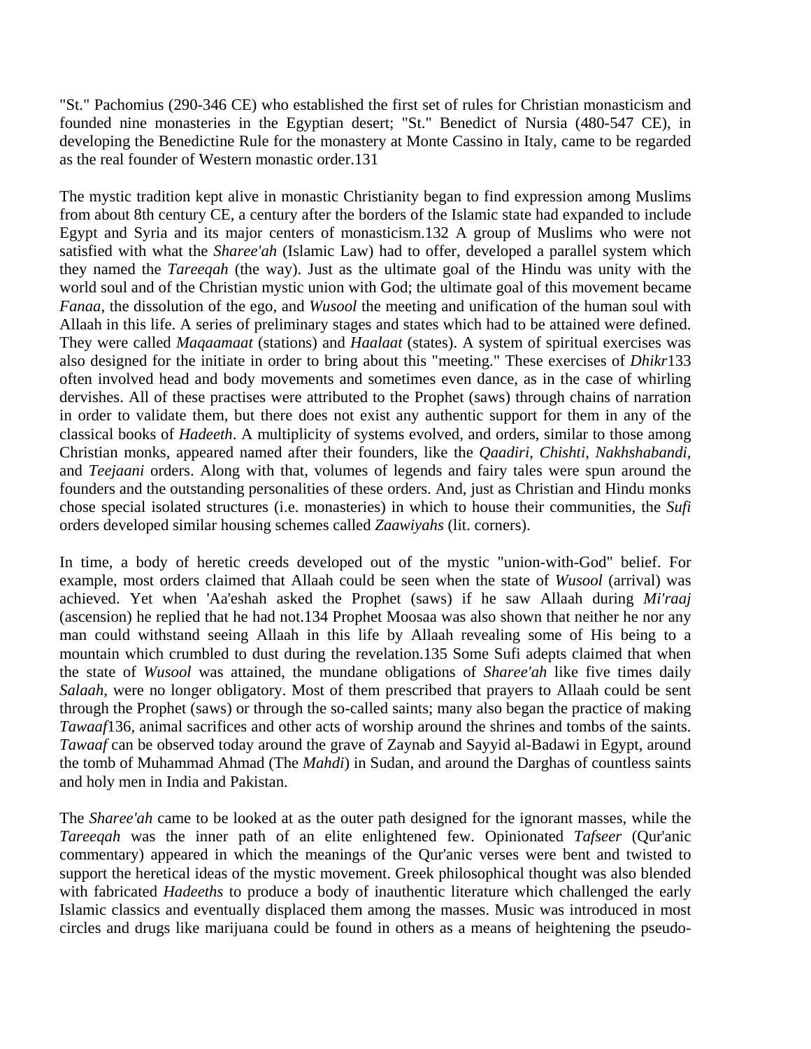"St." Pachomius (290-346 CE) who established the first set of rules for Christian monasticism and founded nine monasteries in the Egyptian desert; "St." Benedict of Nursia (480-547 CE), in developing the Benedictine Rule for the monastery at Monte Cassino in Italy, came to be regarded as the real founder of Western monastic order.131

The mystic tradition kept alive in monastic Christianity began to find expression among Muslims from about 8th century CE, a century after the borders of the Islamic state had expanded to include Egypt and Syria and its major centers of monasticism.132 A group of Muslims who were not satisfied with what the *Sharee'ah* (Islamic Law) had to offer, developed a parallel system which they named the *Tareeqah* (the way). Just as the ultimate goal of the Hindu was unity with the world soul and of the Christian mystic union with God; the ultimate goal of this movement became *Fanaa*, the dissolution of the ego, and *Wusool* the meeting and unification of the human soul with Allaah in this life. A series of preliminary stages and states which had to be attained were defined. They were called *Maqaamaat* (stations) and *Haalaat* (states). A system of spiritual exercises was also designed for the initiate in order to bring about this "meeting." These exercises of *Dhikr*133 often involved head and body movements and sometimes even dance, as in the case of whirling dervishes. All of these practises were attributed to the Prophet (saws) through chains of narration in order to validate them, but there does not exist any authentic support for them in any of the classical books of *Hadeeth*. A multiplicity of systems evolved, and orders, similar to those among Christian monks, appeared named after their founders, like the *Qaadiri, Chishti, Nakhshabandi,* and *Teejaani* orders. Along with that, volumes of legends and fairy tales were spun around the founders and the outstanding personalities of these orders. And, just as Christian and Hindu monks chose special isolated structures (i.e. monasteries) in which to house their communities, the *Sufi* orders developed similar housing schemes called *Zaawiyahs* (lit. corners).

In time, a body of heretic creeds developed out of the mystic "union-with-God" belief. For example, most orders claimed that Allaah could be seen when the state of *Wusool* (arrival) was achieved. Yet when 'Aa'eshah asked the Prophet (saws) if he saw Allaah during *Mi'raaj* (ascension) he replied that he had not.134 Prophet Moosaa was also shown that neither he nor any man could withstand seeing Allaah in this life by Allaah revealing some of His being to a mountain which crumbled to dust during the revelation.135 Some Sufi adepts claimed that when the state of *Wusool* was attained, the mundane obligations of *Sharee'ah* like five times daily *Salaah*, were no longer obligatory. Most of them prescribed that prayers to Allaah could be sent through the Prophet (saws) or through the so-called saints; many also began the practice of making *Tawaaf*136, animal sacrifices and other acts of worship around the shrines and tombs of the saints. *Tawaaf* can be observed today around the grave of Zaynab and Sayyid al-Badawi in Egypt, around the tomb of Muhammad Ahmad (The *Mahdi*) in Sudan, and around the Darghas of countless saints and holy men in India and Pakistan.

The *Sharee'ah* came to be looked at as the outer path designed for the ignorant masses, while the *Tareeqah* was the inner path of an elite enlightened few. Opinionated *Tafseer* (Qur'anic commentary) appeared in which the meanings of the Qur'anic verses were bent and twisted to support the heretical ideas of the mystic movement. Greek philosophical thought was also blended with fabricated *Hadeeths* to produce a body of inauthentic literature which challenged the early Islamic classics and eventually displaced them among the masses. Music was introduced in most circles and drugs like marijuana could be found in others as a means of heightening the pseudo-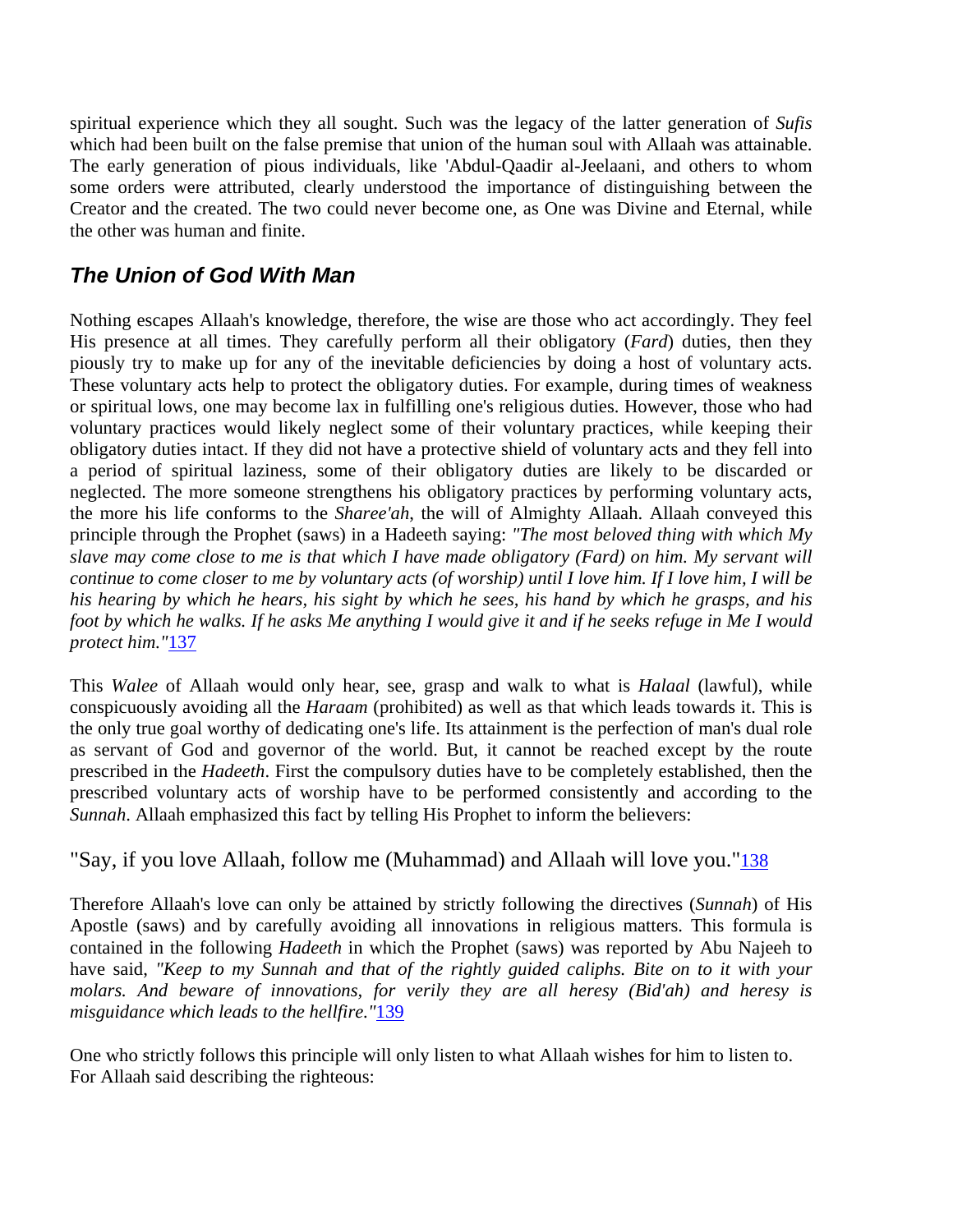spiritual experience which they all sought. Such was the legacy of the latter generation of *Sufis* which had been built on the false premise that union of the human soul with Allaah was attainable. The early generation of pious individuals, like 'Abdul-Qaadir al-Jeelaani, and others to whom some orders were attributed, clearly understood the importance of distinguishing between the Creator and the created. The two could never become one, as One was Divine and Eternal, while the other was human and finite.

## The Union of God With Man

Nothing escapes Allaah's knowledge, therefore, the wise are those who act accordingly. They feel His presence at all times. They carefully perform all their obligatory (*Fard*) duties, then they piously try to make up for any of the inevitable deficiencies by doing a host of voluntary acts. These voluntary acts help to protect the obligatory duties. For example, during times of weakness or spiritual lows, one may become lax in fulfilling one's religious duties. However, those who had voluntary practices would likely neglect some of their voluntary practices, while keeping their obligatory duties intact. If they did not have a protective shield of voluntary acts and they fell into a period of spiritual laziness, some of their obligatory duties are likely to be discarded or neglected. The more someone strengthens his obligatory practices by performing voluntary acts, the more his life conforms to the *Sharee'ah*, the will of Almighty Allaah. Allaah conveyed this principle through the Prophet (saws) in a Hadeeth saying: *"The most beloved thing with which My slave may come close to me is that which I have made obligatory (Fard) on him. My servant will continue to come closer to me by voluntary acts (of worship) until I love him. If I love him, I will be his hearing by which he hears, his sight by which he sees, his hand by which he grasps, and his foot by which he walks. If he asks Me anything I would give it and if he seeks refuge in Me I would protect him."*[137]

This *Walee* of Allaah would only hear, see, grasp and walk to what is *Halaal* (lawful), while conspicuously avoiding all the *Haraam* (prohibited) as well as that which leads towards it. This is the only true goal worthy of dedicating one's life. Its attainment is the perfection of man's dual role as servant of God and governor of the world. But, it cannot be reached except by the route prescribed in the *Hadeeth*. First the compulsory duties have to be completely established, then the prescribed voluntary acts of worship have to be performed consistently and according to the *Sunnah*. Allaah emphasized this fact by telling His Prophet to inform the believers:

"Say, if you love Allaah, follow me (Muhammad) and Allaah will love you."[138]

Therefore Allaah's love can only be attained by strictly following the directives (*Sunnah*) of His Apostle (saws) and by carefully avoiding all innovations in religious matters. This formula is contained in the following *Hadeeth* in which the Prophet (saws) was reported by Abu Najeeh to have said, *"Keep to my Sunnah and that of the rightly guided caliphs. Bite on to it with your molars. And beware of innovations, for verily they are all heresy (Bid'ah) and heresy is misguidance which leads to the hellfire."*[139]

One who strictly follows this principle will only listen to what Allaah wishes for him to listen to. For Allaah said describing the righteous: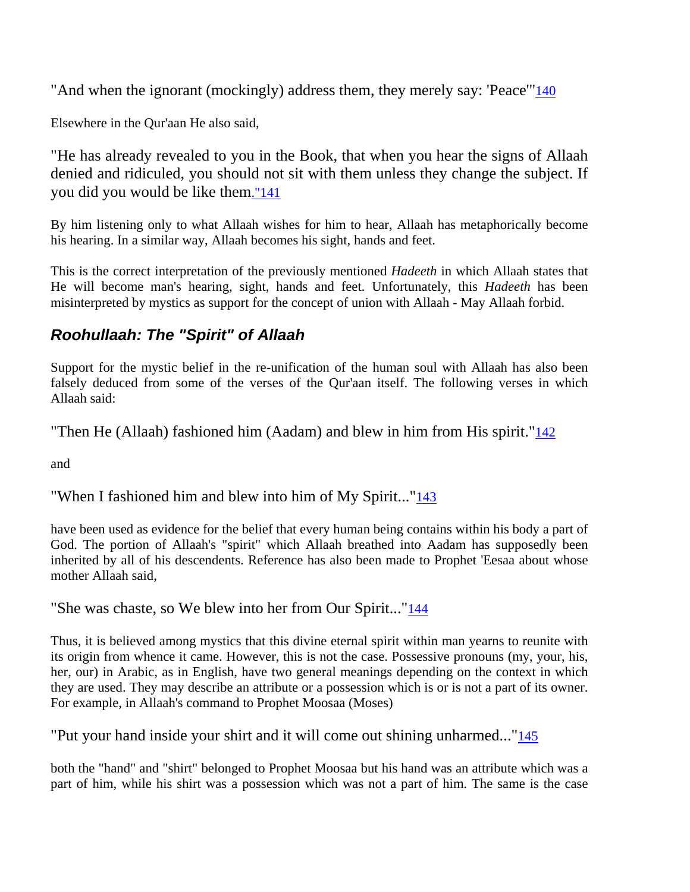"And when the ignorant (mockingly) address them, they merely say: 'Peace'"[140]

Elsewhere in the Qur'aan He also said,

"He has already revealed to you in the Book, that when you hear the signs of Allaah denied and ridiculed, you should not sit with them unless they change the subject. If you did you would be like them."[141]

By him listening only to what Allaah wishes for him to hear, Allaah has metaphorically become his hearing. In a similar way, Allaah becomes his sight, hands and feet.

This is the correct interpretation of the previously mentioned *Hadeeth* in which Allaah states that He will become man's hearing, sight, hands and feet. Unfortunately, this *Hadeeth* has been misinterpreted by mystics as support for the concept of union with Allaah - May Allaah forbid.

## *Roohullaah: The "Spirit" of Allaah*

Support for the mystic belief in the re-unification of the human soul with Allaah has also been falsely deduced from some of the verses of the Qur'aan itself. The following verses in which Allaah said:

"Then He (Allaah) fashioned him (Aadam) and blew in him from His spirit."[142]

and

"When I fashioned him and blew into him of My Spirit..."[143]

have been used as evidence for the belief that every human being contains within his body a part of God. The portion of Allaah's "spirit" which Allaah breathed into Aadam has supposedly been inherited by all of his descendents. Reference has also been made to Prophet 'Eesaa about whose mother Allaah said,

"She was chaste, so We blew into her from Our Spirit..."[144]

Thus, it is believed among mystics that this divine eternal spirit within man yearns to reunite with its origin from whence it came. However, this is not the case. Possessive pronouns (my, your, his, her, our) in Arabic, as in English, have two general meanings depending on the context in which they are used. They may describe an attribute or a possession which is or is not a part of its owner. For example, in Allaah's command to Prophet Moosaa (Moses)

"Put your hand inside your shirt and it will come out shining unharmed..."[145]

both the "hand" and "shirt" belonged to Prophet Moosaa but his hand was an attribute which was a part of him, while his shirt was a possession which was not a part of him. The same is the case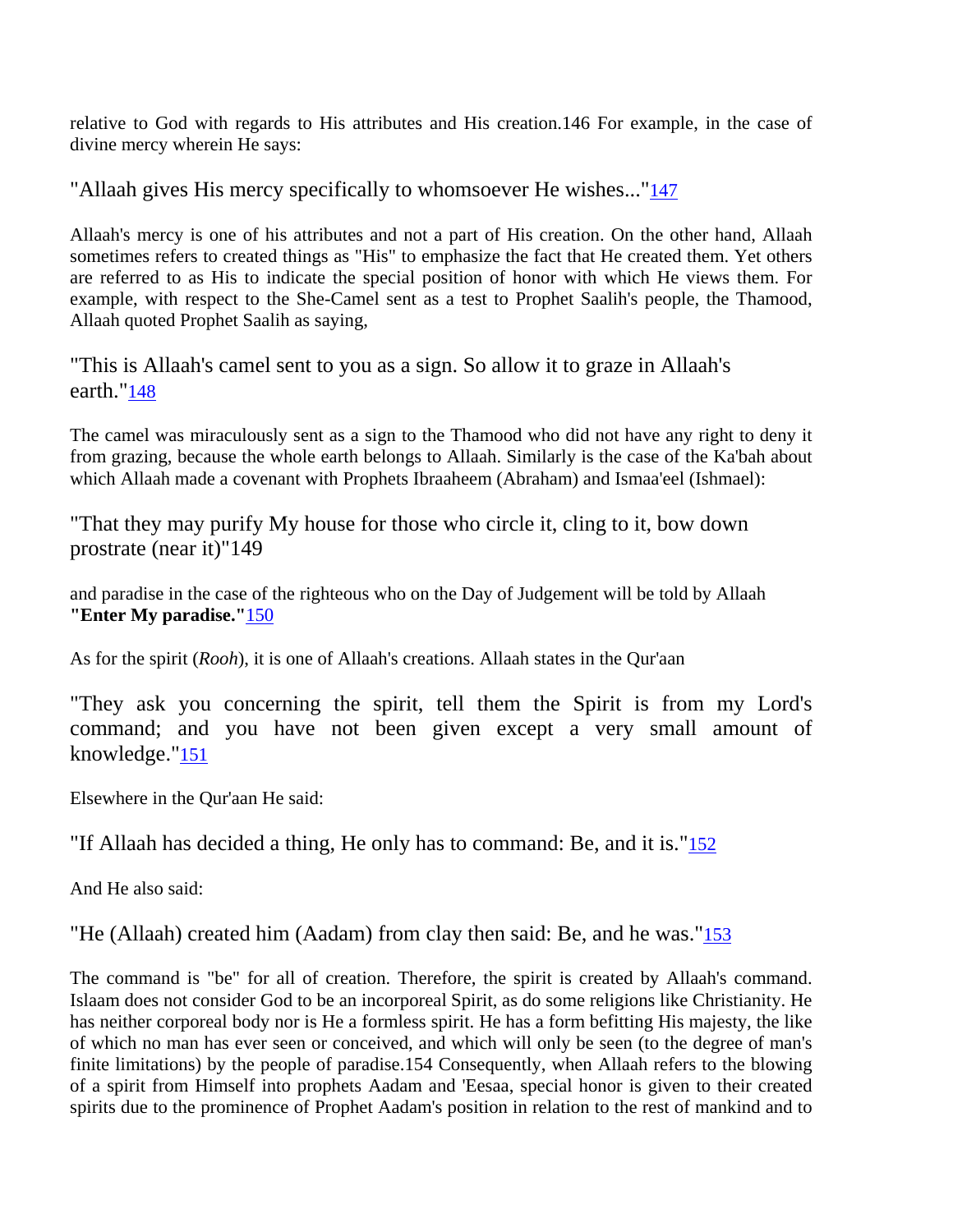relative to God with regards to His attributes and His creation.146 For example, in the case of divine mercy wherein He says:

"Allaah gives His mercy specifically to whomsoever He wishes..."[147]

Allaah's mercy is one of his attributes and not a part of His creation. On the other hand, Allaah sometimes refers to created things as "His" to emphasize the fact that He created them. Yet others are referred to as His to indicate the special position of honor with which He views them. For example, with respect to the She-Camel sent as a test to Prophet Saalih's people, the Thamood, Allaah quoted Prophet Saalih as saying,

"This is Allaah's camel sent to you as a sign. So allow it to graze in Allaah's earth."[148]

The camel was miraculously sent as a sign to the Thamood who did not have any right to deny it from grazing, because the whole earth belongs to Allaah. Similarly is the case of the Ka'bah about which Allaah made a covenant with Prophets Ibraaheem (Abraham) and Ismaa'eel (Ishmael):

"That they may purify My house for those who circle it, cling to it, bow down prostrate (near it)"149

and paradise in the case of the righteous who on the Day of Judgement will be told by Allaah **"Enter My paradise."**[150]

As for the spirit (*Rooh*), it is one of Allaah's creations. Allaah states in the Qur'aan

"They ask you concerning the spirit, tell them the Spirit is from my Lord's command; and you have not been given except a very small amount of knowledge."[151]

Elsewhere in the Qur'aan He said:

"If Allaah has decided a thing, He only has to command: Be, and it is."[152]

And He also said:

"He (Allaah) created him (Aadam) from clay then said: Be, and he was."[153]

The command is "be" for all of creation. Therefore, the spirit is created by Allaah's command. Islaam does not consider God to be an incorporeal Spirit, as do some religions like Christianity. He has neither corporeal body nor is He a formless spirit. He has a form befitting His majesty, the like of which no man has ever seen or conceived, and which will only be seen (to the degree of man's finite limitations) by the people of paradise.154 Consequently, when Allaah refers to the blowing of a spirit from Himself into prophets Aadam and 'Eesaa, special honor is given to their created spirits due to the prominence of Prophet Aadam's position in relation to the rest of mankind and to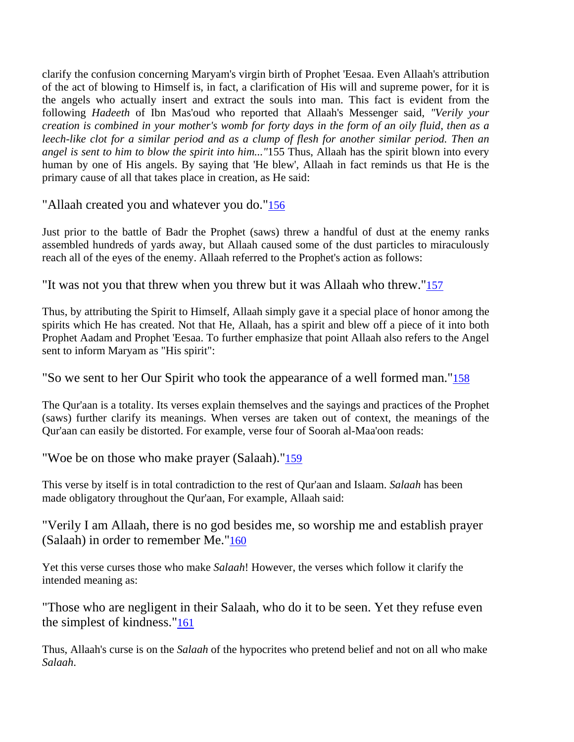clarify the confusion concerning Maryam's virgin birth of Prophet 'Eesaa. Even Allaah's attribution of the act of blowing to Himself is, in fact, a clarification of His will and supreme power, for it is the angels who actually insert and extract the souls into man. This fact is evident from the following *Hadeeth* of Ibn Mas'oud who reported that Allaah's Messenger said, *"Verily your creation is combined in your mother's womb for forty days in the form of an oily fluid, then as a leech-like clot for a similar period and as a clump of flesh for another similar period. Then an angel is sent to him to blow the spirit into him..."*155 Thus, Allaah has the spirit blown into every human by one of His angels. By saying that 'He blew', Allaah in fact reminds us that He is the primary cause of all that takes place in creation, as He said:

"Allaah created you and whatever you do."[156]

Just prior to the battle of Badr the Prophet (saws) threw a handful of dust at the enemy ranks assembled hundreds of yards away, but Allaah caused some of the dust particles to miraculously reach all of the eyes of the enemy. Allaah referred to the Prophet's action as follows:

"It was not you that threw when you threw but it was Allaah who threw."[157]

Thus, by attributing the Spirit to Himself, Allaah simply gave it a special place of honor among the spirits which He has created. Not that He, Allaah, has a spirit and blew off a piece of it into both Prophet Aadam and Prophet 'Eesaa. To further emphasize that point Allaah also refers to the Angel sent to inform Maryam as "His spirit":

"So we sent to her Our Spirit who took the appearance of a well formed man."[158]

The Qur'aan is a totality. Its verses explain themselves and the sayings and practices of the Prophet (saws) further clarify its meanings. When verses are taken out of context, the meanings of the Qur'aan can easily be distorted. For example, verse four of Soorah al-Maa'oon reads:

"Woe be on those who make prayer (Salaah)."[159]

This verse by itself is in total contradiction to the rest of Qur'aan and Islaam. *Salaah* has been made obligatory throughout the Qur'aan, For example, Allaah said:

"Verily I am Allaah, there is no god besides me, so worship me and establish prayer (Salaah) in order to remember Me."[160]

Yet this verse curses those who make *Salaah*! However, the verses which follow it clarify the intended meaning as:

"Those who are negligent in their Salaah, who do it to be seen. Yet they refuse even the simplest of kindness."[161]

Thus, Allaah's curse is on the *Salaah* of the hypocrites who pretend belief and not on all who make *Salaah*.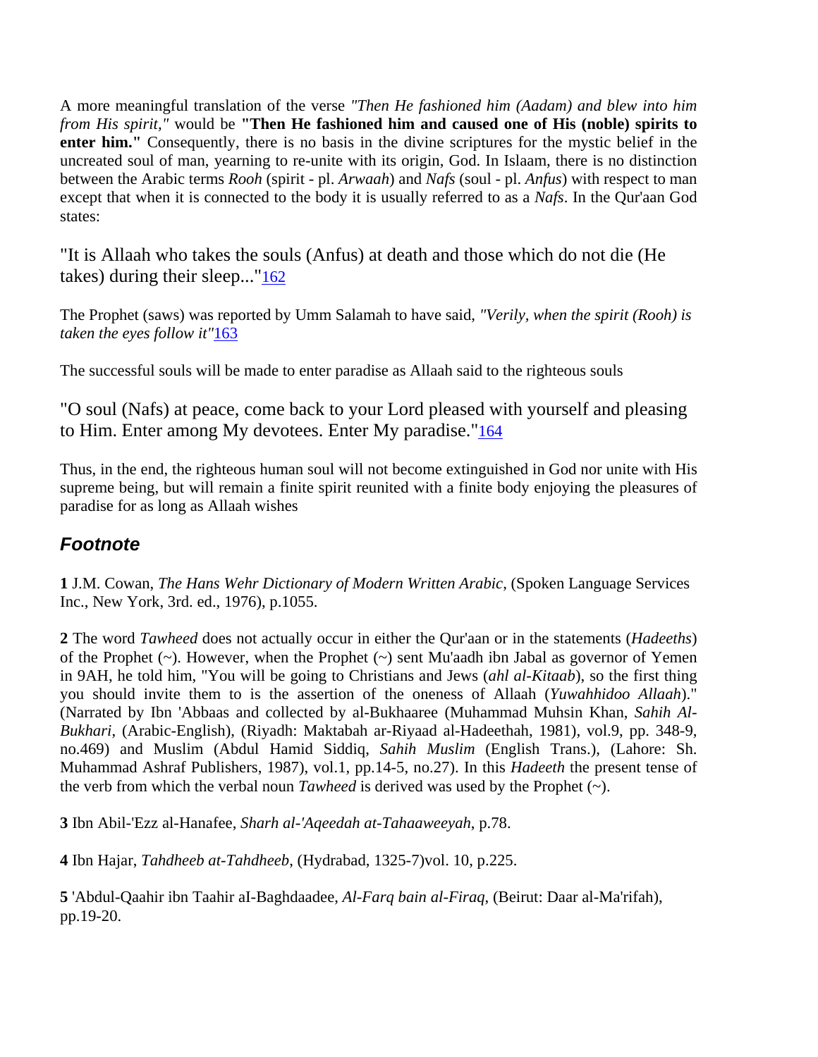A more meaningful translation of the verse *"Then He fashioned him (Aadam) and blew into him from His spirit,"* would be **"Then He fashioned him and caused one of His (noble) spirits to enter him."** Consequently, there is no basis in the divine scriptures for the mystic belief in the uncreated soul of man, yearning to re-unite with its origin, God. In Islaam, there is no distinction between the Arabic terms *Rooh* (spirit - pl. *Arwaah*) and *Nafs* (soul - pl. *Anfus*) with respect to man except that when it is connected to the body it is usually referred to as a *Nafs*. In the Qur'aan God states:

"It is Allaah who takes the souls (Anfus) at death and those which do not die (He takes) during their sleep..."[162]

The Prophet (saws) was reported by Umm Salamah to have said, *"Verily, when the spirit (Rooh) is taken the eyes follow it"*[163]

The successful souls will be made to enter paradise as Allaah said to the righteous souls

"O soul (Nafs) at peace, come back to your Lord pleased with yourself and pleasing to Him. Enter among My devotees. Enter My paradise."[164]

Thus, in the end, the righteous human soul will not become extinguished in God nor unite with His supreme being, but will remain a finite spirit reunited with a finite body enjoying the pleasures of paradise for as long as Allaah wishes

## *Footnote*

**1** J.M. Cowan, *The Hans Wehr Dictionary of Modern Written Arabic*, (Spoken Language Services Inc., New York, 3rd. ed., 1976), p.1055.

**2** The word *Tawheed* does not actually occur in either the Qur'aan or in the statements (*Hadeeths*) of the Prophet (~). However, when the Prophet (~) sent Mu'aadh ibn Jabal as governor of Yemen in 9AH, he told him, "You will be going to Christians and Jews (*ahl al-Kitaab*), so the first thing you should invite them to is the assertion of the oneness of Allaah (*Yuwahhidoo Allaah*)." (Narrated by Ibn 'Abbaas and collected by al-Bukhaaree (Muhammad Muhsin Khan, *Sahih Al-Bukhari*, (Arabic-English), (Riyadh: Maktabah ar-Riyaad al-Hadeethah, 1981), vol.9, pp. 348-9, no.469) and Muslim (Abdul Hamid Siddiq, *Sahih Muslim* (English Trans.), (Lahore: Sh. Muhammad Ashraf Publishers, 1987), vol.1, pp.14-5, no.27). In this *Hadeeth* the present tense of the verb from which the verbal noun *Tawheed* is derived was used by the Prophet (~).

**3** Ibn Abil-'Ezz al-Hanafee, *Sharh al-'Aqeedah at-Tahaaweeyah*, p.78.

**4** Ibn Hajar, *Tahdheeb at-Tahdheeb*, (Hydrabad, 1325-7)vol. 10, p.225.

**5** 'Abdul-Qaahir ibn Taahir aI-Baghdaadee, *Al-Farq bain al-Firaq*, (Beirut: Daar al-Ma'rifah), pp.19-20.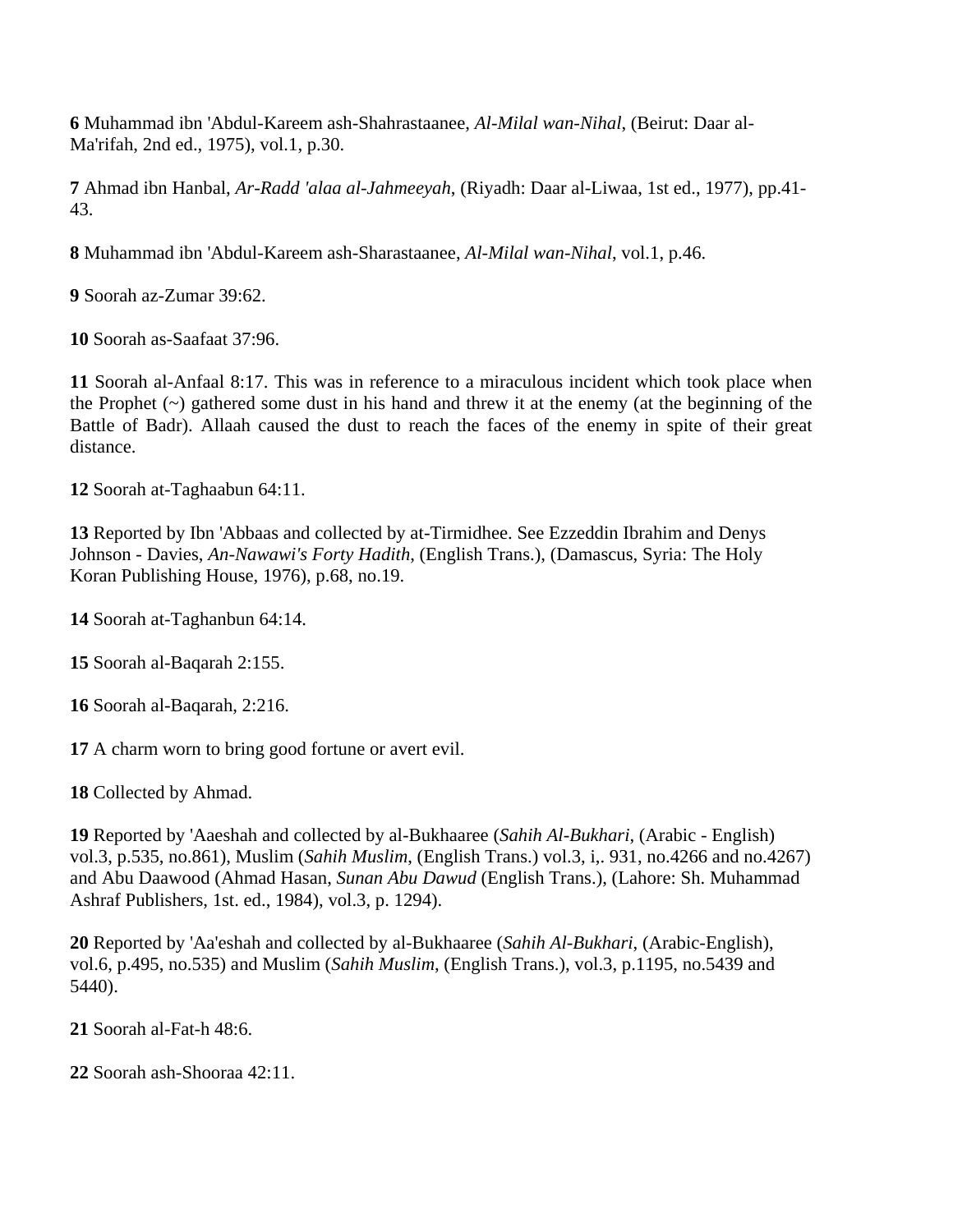**6** Muhammad ibn 'Abdul-Kareem ash-Shahrastaanee, *Al-Milal wan-Nihal*, (Beirut: Daar al-Ma'rifah, 2nd ed., 1975), vol.1, p.30.

**7** Ahmad ibn Hanbal, *Ar-Radd 'alaa al-Jahmeeyah*, (Riyadh: Daar al-Liwaa, 1st ed., 1977), pp.41-43.

**8** Muhammad ibn 'Abdul-Kareem ash-Sharastaanee, *Al-Milal wan-Nihal*, vol.1, p.46.

**9** Soorah az-Zumar 39:62.

**10** Soorah as-Saafaat 37:96.

**11** Soorah al-Anfaal 8:17. This was in reference to a miraculous incident which took place when the Prophet (~) gathered some dust in his hand and threw it at the enemy (at the beginning of the Battle of Badr). Allaah caused the dust to reach the faces of the enemy in spite of their great distance.

**12** Soorah at-Taghaabun 64:11.

**13** Reported by Ibn 'Abbaas and collected by at-Tirmidhee. See Ezzeddin Ibrahim and Denys Johnson - Davies, *An-Nawawi's Forty Hadith*, (English Trans.), (Damascus, Syria: The Holy Koran Publishing House, 1976), p.68, no.19.

**14** Soorah at-Taghanbun 64:14.

**15** Soorah al-Baqarah 2:155.

**16** Soorah al-Baqarah, 2:216.

**17** A charm worn to bring good fortune or avert evil.

**18** Collected by Ahmad.

**19** Reported by 'Aaeshah and collected by al-Bukhaaree (*Sahih Al-Bukhari*, (Arabic - English) vol.3, p.535, no.861), Muslim (*Sahih Muslim*, (English Trans.) vol.3, i,. 931, no.4266 and no.4267) and Abu Daawood (Ahmad Hasan, *Sunan Abu Dawud* (English Trans.), (Lahore: Sh. Muhammad Ashraf Publishers, 1st. ed., 1984), vol.3, p. 1294).

**20** Reported by 'Aa'eshah and collected by al-Bukhaaree (*Sahih Al-Bukhari*, (Arabic-English), vol.6, p.495, no.535) and Muslim (*Sahih Muslim*, (English Trans.), vol.3, p.1195, no.5439 and 5440).

**21** Soorah al-Fat-h 48:6.

**22** Soorah ash-Shooraa 42:11.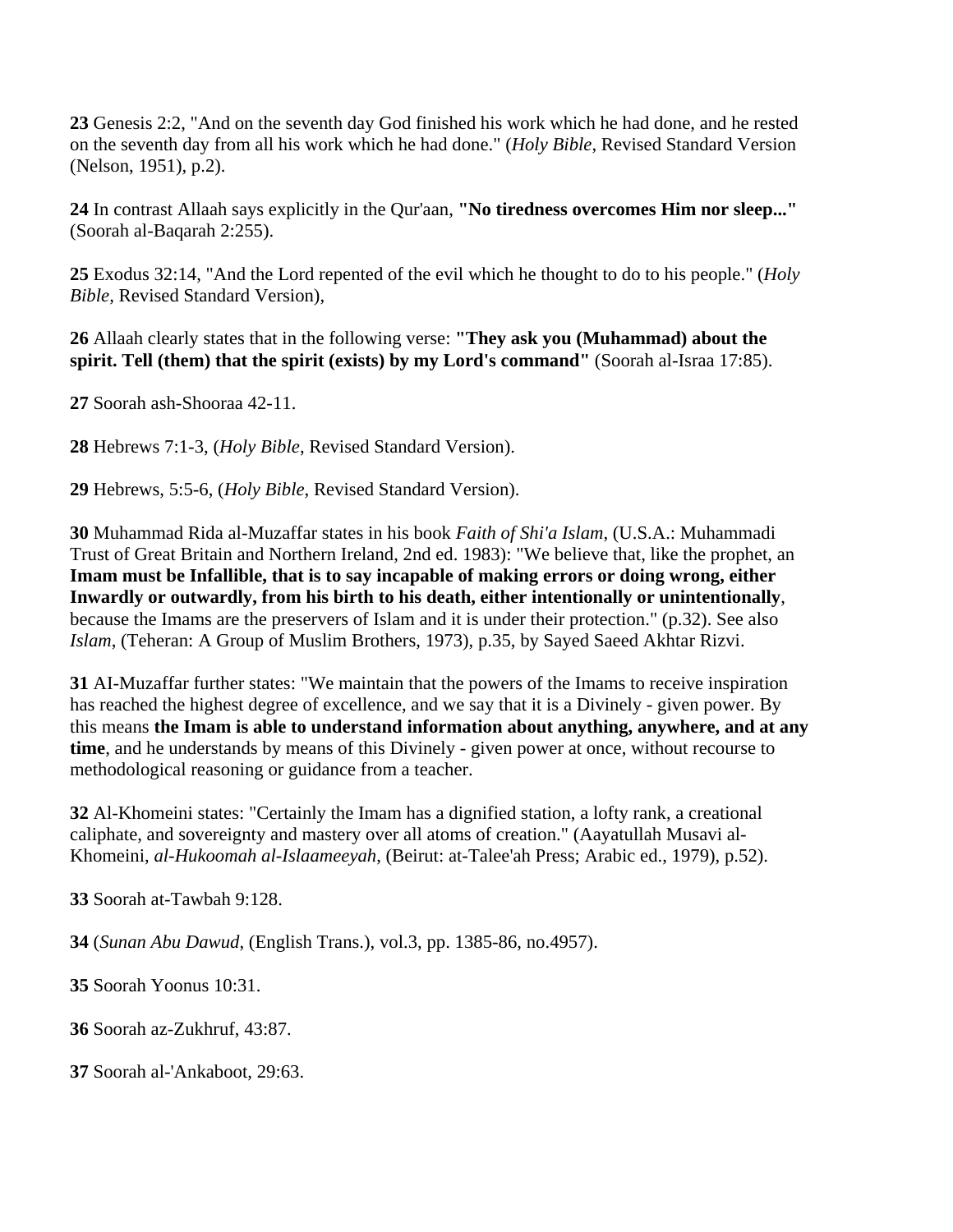**23** Genesis 2:2, "And on the seventh day God finished his work which he had done, and he rested on the seventh day from all his work which he had done." (*Holy Bible*, Revised Standard Version (Nelson, 1951), p.2).

**24** In contrast Allaah says explicitly in the Qur'aan, **"No tiredness overcomes Him nor sleep..."** (Soorah al-Baqarah 2:255).

**25** Exodus 32:14, "And the Lord repented of the evil which he thought to do to his people." (*Holy Bible*, Revised Standard Version),

**26** Allaah clearly states that in the following verse: **"They ask you (Muhammad) about the spirit. Tell (them) that the spirit (exists) by my Lord's command"** (Soorah al-Israa 17:85).

**27** Soorah ash-Shooraa 42-11.

**28** Hebrews 7:1-3, (*Holy Bible*, Revised Standard Version).

**29** Hebrews, 5:5-6, (*Holy Bible*, Revised Standard Version).

**30** Muhammad Rida al-Muzaffar states in his book *Faith of Shi'a Islam*, (U.S.A.: Muhammadi Trust of Great Britain and Northern Ireland, 2nd ed. 1983): "We believe that, like the prophet, an **Imam must be Infallible, that is to say incapable of making errors or doing wrong, either Inwardly or outwardly, from his birth to his death, either intentionally or unintentionally**, because the Imams are the preservers of Islam and it is under their protection." (p.32). See also *Islam*, (Teheran: A Group of Muslim Brothers, 1973), p.35, by Sayed Saeed Akhtar Rizvi.

**31** AI-Muzaffar further states: "We maintain that the powers of the Imams to receive inspiration has reached the highest degree of excellence, and we say that it is a Divinely - given power. By this means **the Imam is able to understand information about anything, anywhere, and at any time**, and he understands by means of this Divinely - given power at once, without recourse to methodological reasoning or guidance from a teacher.

**32** Al-Khomeini states: "Certainly the Imam has a dignified station, a lofty rank, a creational caliphate, and sovereignty and mastery over all atoms of creation." (Aayatullah Musavi al-Khomeini, *al-Hukoomah al-Islaameeyah*, (Beirut: at-Talee'ah Press; Arabic ed., 1979), p.52).

**33** Soorah at-Tawbah 9:128.

**34** (*Sunan Abu Dawud*, (English Trans.), vol.3, pp. 1385-86, no.4957).

**35** Soorah Yoonus 10:31.

**36** Soorah az-Zukhruf, 43:87.

**37** Soorah al-'Ankaboot, 29:63.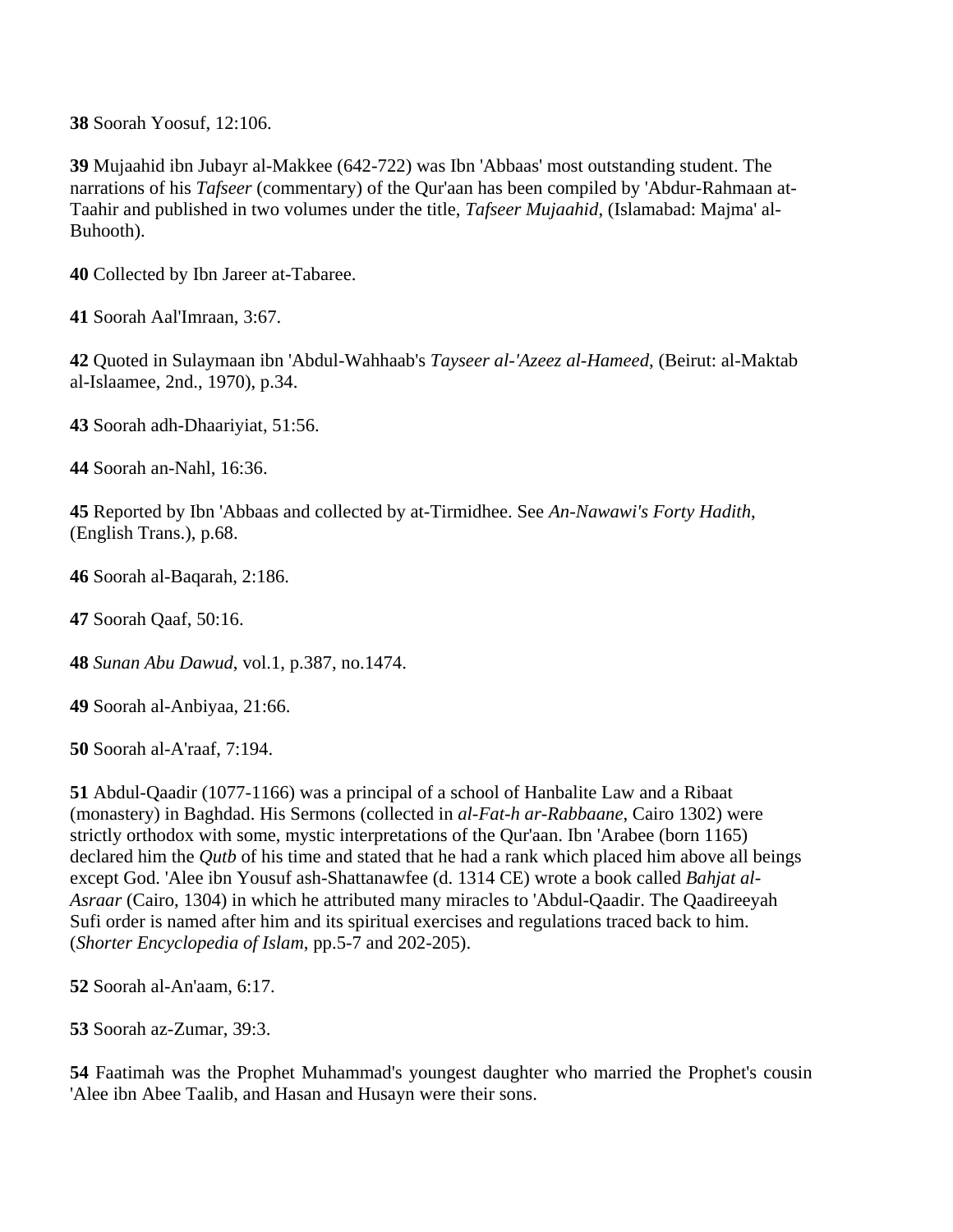**38** Soorah Yoosuf, 12:106.

**39** Mujaahid ibn Jubayr al-Makkee (642-722) was Ibn 'Abbaas' most outstanding student. The narrations of his *Tafseer* (commentary) of the Qur'aan has been compiled by 'Abdur-Rahmaan at-Taahir and published in two volumes under the title, *Tafseer Mujaahid*, (Islamabad: Majma' al-Buhooth).

**40** Collected by Ibn Jareer at-Tabaree.

**41** Soorah Aal'Imraan, 3:67.

**42** Quoted in Sulaymaan ibn 'Abdul-Wahhaab's *Tayseer al-'Azeez al-Hameed*, (Beirut: al-Maktab al-Islaamee, 2nd., 1970), p.34.

**43** Soorah adh-Dhaariyiat, 51:56.

**44** Soorah an-Nahl, 16:36.

**45** Reported by Ibn 'Abbaas and collected by at-Tirmidhee. See *An-Nawawi's Forty Hadith*, (English Trans.), p.68.

**46** Soorah al-Baqarah, 2:186.

**47** Soorah Qaaf, 50:16.

**48** *Sunan Abu Dawud*, vol.1, p.387, no.1474.

**49** Soorah al-Anbiyaa, 21:66.

**50** Soorah al-A'raaf, 7:194.

**51** Abdul-Qaadir (1077-1166) was a principal of a school of Hanbalite Law and a Ribaat (monastery) in Baghdad. His Sermons (collected in *al-Fat-h ar-Rabbaane*, Cairo 1302) were strictly orthodox with some, mystic interpretations of the Qur'aan. Ibn 'Arabee (born 1165) declared him the *Qutb* of his time and stated that he had a rank which placed him above all beings except God. 'Alee ibn Yousuf ash-Shattanawfee (d. 1314 CE) wrote a book called *Bahjat al-Asraar* (Cairo, 1304) in which he attributed many miracles to 'Abdul-Qaadir. The Qaadireeyah Sufi order is named after him and its spiritual exercises and regulations traced back to him. (*Shorter Encyclopedia of Islam*, pp.5-7 and 202-205).

**52** Soorah al-An'aam, 6:17.

**53** Soorah az-Zumar, 39:3.

**54** Faatimah was the Prophet Muhammad's youngest daughter who married the Prophet's cousin 'Alee ibn Abee Taalib, and Hasan and Husayn were their sons.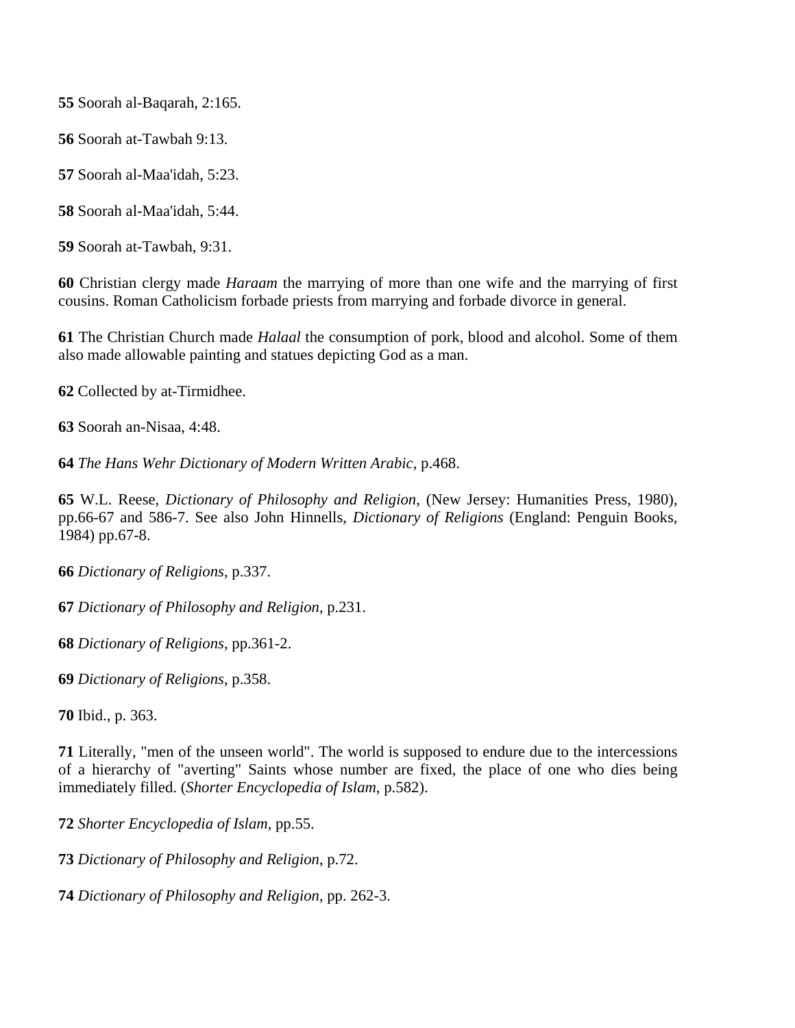**55** Soorah al-Baqarah, 2:165.

**56** Soorah at-Tawbah 9:13.

**57** Soorah al-Maa'idah, 5:23.

**58** Soorah al-Maa'idah, 5:44.

**59** Soorah at-Tawbah, 9:31.

**60** Christian clergy made *Haraam* the marrying of more than one wife and the marrying of first cousins. Roman Catholicism forbade priests from marrying and forbade divorce in general.

**61** The Christian Church made *Halaal* the consumption of pork, blood and alcohol. Some of them also made allowable painting and statues depicting God as a man.

**62** Collected by at-Tirmidhee.

**63** Soorah an-Nisaa, 4:48.

**64** *The Hans Wehr Dictionary of Modern Written Arabic*, p.468.

**65** W.L. Reese, *Dictionary of Philosophy and Religion*, (New Jersey: Humanities Press, 1980), pp.66-67 and 586-7. See also John Hinnells, *Dictionary of Religions* (England: Penguin Books, 1984) pp.67-8.

**66** *Dictionary of Religions*, p.337.

**67** *Dictionary of Philosophy and Religion*, p.231.

**68** *Dictionary of Religions*, pp.361-2.

**69** *Dictionary of Religions*, p.358.

**70** Ibid., p. 363.

**71** Literally, "men of the unseen world". The world is supposed to endure due to the intercessions of a hierarchy of "averting" Saints whose number are fixed, the place of one who dies being immediately filled. (*Shorter Encyclopedia of Islam*, p.582).

**72** *Shorter Encyclopedia of Islam*, pp.55.

**73** *Dictionary of Philosophy and Religion*, p.72.

**74** *Dictionary of Philosophy and Religion*, pp. 262-3.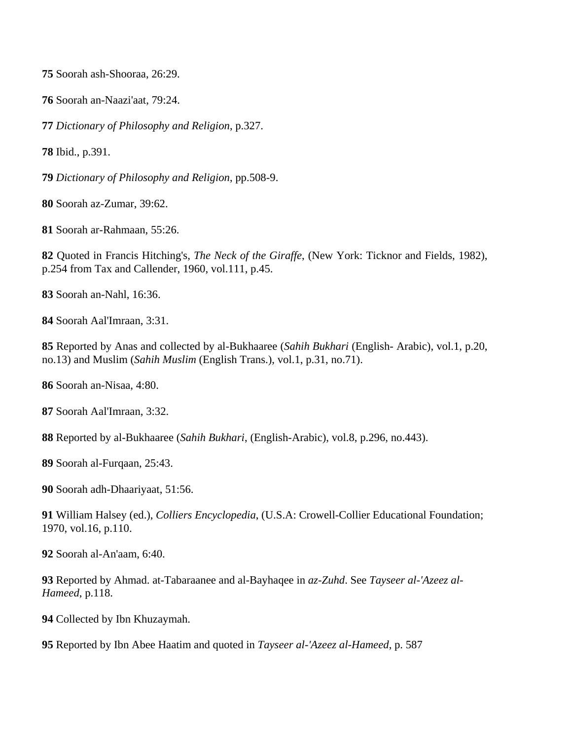**75** Soorah ash-Shooraa, 26:29.

**76** Soorah an-Naazi'aat, 79:24.

**77** *Dictionary of Philosophy and Religion*, p.327.

**78** Ibid., p.391.

**79** *Dictionary of Philosophy and Religion*, pp.508-9.

**80** Soorah az-Zumar, 39:62.

**81** Soorah ar-Rahmaan, 55:26.

**82** Quoted in Francis Hitching's, *The Neck of the Giraffe*, (New York: Ticknor and Fields, 1982), p.254 from Tax and Callender, 1960, vol.111, p.45.

**83** Soorah an-Nahl, 16:36.

**84** Soorah Aal'Imraan, 3:31.

**85** Reported by Anas and collected by al-Bukhaaree (*Sahih Bukhari* (English- Arabic), vol.1, p.20, no.13) and Muslim (*Sahih Muslim* (English Trans.), vol.1, p.31, no.71).

**86** Soorah an-Nisaa, 4:80.

**87** Soorah Aal'Imraan, 3:32.

**88** Reported by al-Bukhaaree (*Sahih Bukhari*, (English-Arabic), vol.8, p.296, no.443).

**89** Soorah al-Furqaan, 25:43.

**90** Soorah adh-Dhaariyaat, 51:56.

**91** William Halsey (ed.), *Colliers Encyclopedia*, (U.S.A: Crowell-Collier Educational Foundation; 1970, vol.16, p.110.

**92** Soorah al-An'aam, 6:40.

**93** Reported by Ahmad. at-Tabaraanee and al-Bayhaqee in *az-Zuhd*. See *Tayseer al-'Azeez al-Hameed*, p.118.

**94** Collected by Ibn Khuzaymah.

**95** Reported by Ibn Abee Haatim and quoted in *Tayseer al-'Azeez al-Hameed*, p. 587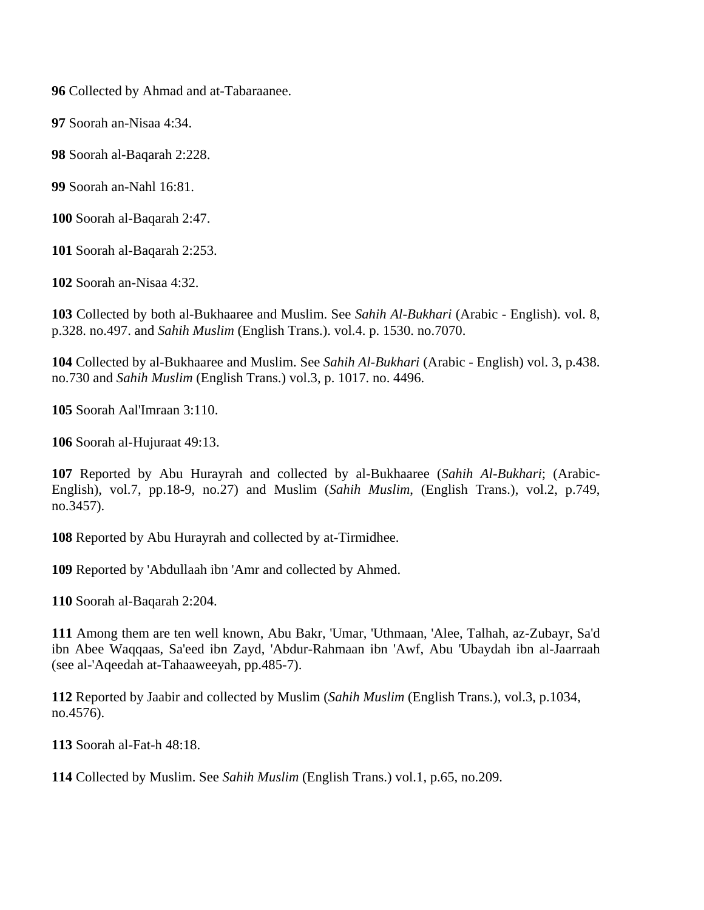**96** Collected by Ahmad and at-Tabaraanee.

**97** Soorah an-Nisaa 4:34.

**98** Soorah al-Baqarah 2:228.

**99** Soorah an-Nahl 16:81.

**100** Soorah al-Baqarah 2:47.

**101** Soorah al-Baqarah 2:253.

**102** Soorah an-Nisaa 4:32.

**103** Collected by both al-Bukhaaree and Muslim. See *Sahih Al-Bukhari* (Arabic - English). vol. 8, p.328. no.497. and *Sahih Muslim* (English Trans.). vol.4. p. 1530. no.7070.

**104** Collected by al-Bukhaaree and Muslim. See *Sahih Al-Bukhari* (Arabic - English) vol. 3, p.438. no.730 and *Sahih Muslim* (English Trans.) vol.3, p. 1017. no. 4496.

**105** Soorah Aal'Imraan 3:110.

**106** Soorah al-Hujuraat 49:13.

**107** Reported by Abu Hurayrah and collected by al-Bukhaaree (*Sahih Al-Bukhari*; (Arabic-English), vol.7, pp.18-9, no.27) and Muslim (*Sahih Muslim*, (English Trans.), vol.2, p.749, no.3457).

**108** Reported by Abu Hurayrah and collected by at-Tirmidhee.

**109** Reported by 'Abdullaah ibn 'Amr and collected by Ahmed.

**110** Soorah al-Baqarah 2:204.

**111** Among them are ten well known, Abu Bakr, 'Umar, 'Uthmaan, 'Alee, Talhah, az-Zubayr, Sa'd ibn Abee Waqqaas, Sa'eed ibn Zayd, 'Abdur-Rahmaan ibn 'Awf, Abu 'Ubaydah ibn al-Jaarraah (see al-'Aqeedah at-Tahaaweeyah, pp.485-7).

**112** Reported by Jaabir and collected by Muslim (*Sahih Muslim* (English Trans.), vol.3, p.1034, no.4576).

**113** Soorah al-Fat-h 48:18.

**114** Collected by Muslim. See *Sahih Muslim* (English Trans.) vol.1, p.65, no.209.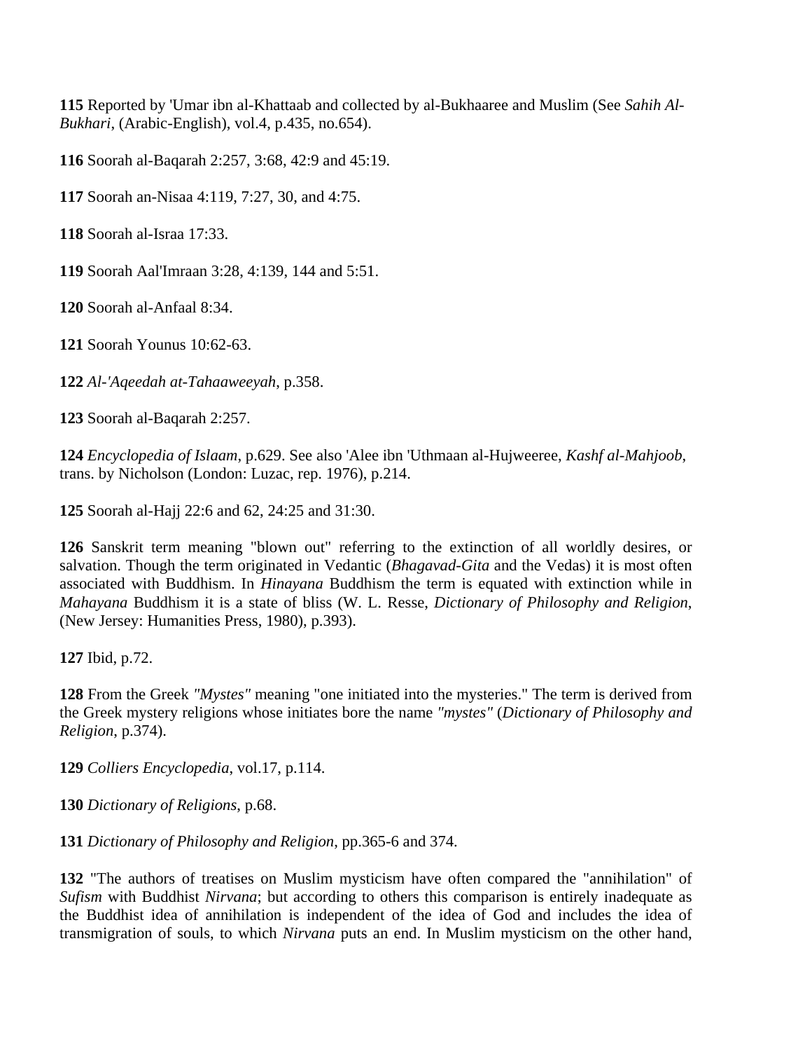**115** Reported by 'Umar ibn al-Khattaab and collected by al-Bukhaaree and Muslim (See *Sahih Al-Bukhari*, (Arabic-English), vol.4, p.435, no.654).

**116** Soorah al-Baqarah 2:257, 3:68, 42:9 and 45:19.

**117** Soorah an-Nisaa 4:119, 7:27, 30, and 4:75.

**118** Soorah al-Israa 17:33.

**119** Soorah Aal'Imraan 3:28, 4:139, 144 and 5:51.

**120** Soorah al-Anfaal 8:34.

**121** Soorah Younus 10:62-63.

**122** *Al-'Aqeedah at-Tahaaweeyah*, p.358.

**123** Soorah al-Baqarah 2:257.

**124** *Encyclopedia of Islaam*, p.629. See also 'Alee ibn 'Uthmaan al-Hujweeree, *Kashf al-Mahjoob*, trans. by Nicholson (London: Luzac, rep. 1976), p.214.

**125** Soorah al-Hajj 22:6 and 62, 24:25 and 31:30.

**126** Sanskrit term meaning "blown out" referring to the extinction of all worldly desires, or salvation. Though the term originated in Vedantic (*Bhagavad-Gita* and the Vedas) it is most often associated with Buddhism. In *Hinayana* Buddhism the term is equated with extinction while in *Mahayana* Buddhism it is a state of bliss (W. L. Resse, *Dictionary of Philosophy and Religion*, (New Jersey: Humanities Press, 1980), p.393).

**127** Ibid, p.72.

**128** From the Greek *"Mystes"* meaning "one initiated into the mysteries." The term is derived from the Greek mystery religions whose initiates bore the name *"mystes"* (*Dictionary of Philosophy and Religion*, p.374).

**129** *Colliers Encyclopedia*, vol.17, p.114.

**130** *Dictionary of Religions*, p.68.

**131** *Dictionary of Philosophy and Religion*, pp.365-6 and 374.

**132** "The authors of treatises on Muslim mysticism have often compared the "annihilation" of *Sufism* with Buddhist *Nirvana*; but according to others this comparison is entirely inadequate as the Buddhist idea of annihilation is independent of the idea of God and includes the idea of transmigration of souls, to which *Nirvana* puts an end. In Muslim mysticism on the other hand,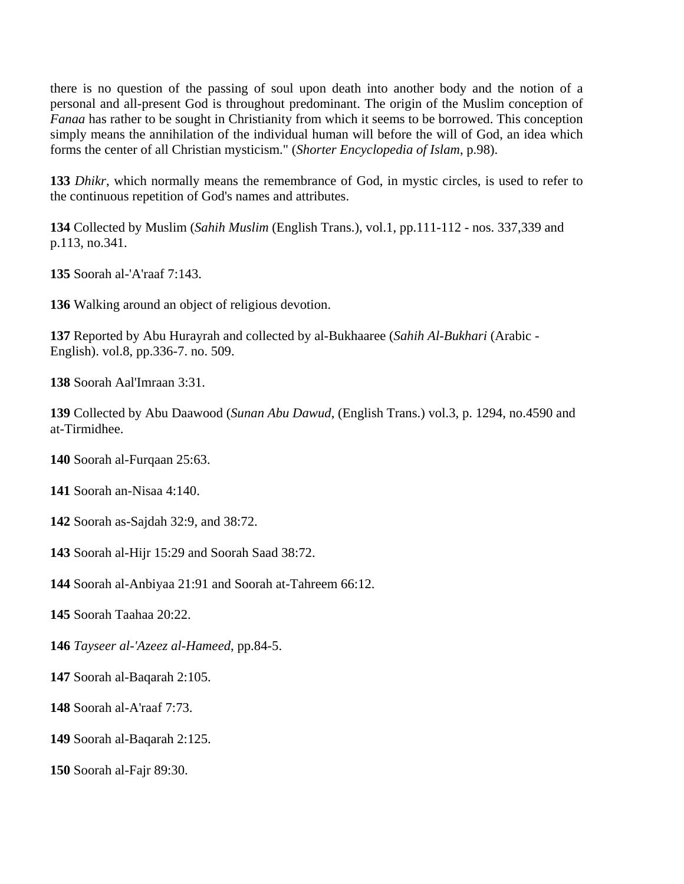there is no question of the passing of soul upon death into another body and the notion of a personal and all-present God is throughout predominant. The origin of the Muslim conception of *Fanaa* has rather to be sought in Christianity from which it seems to be borrowed. This conception simply means the annihilation of the individual human will before the will of God, an idea which forms the center of all Christian mysticism." (*Shorter Encyclopedia of Islam*, p.98).

**133** *Dhikr*, which normally means the remembrance of God, in mystic circles, is used to refer to the continuous repetition of God's names and attributes.

**134** Collected by Muslim (*Sahih Muslim* (English Trans.), vol.1, pp.111-112 - nos. 337,339 and p.113, no.341.

**135** Soorah al-'A'raaf 7:143.

**136** Walking around an object of religious devotion.

**137** Reported by Abu Hurayrah and collected by al-Bukhaaree (*Sahih Al-Bukhari* (Arabic - English). vol.8, pp.336-7. no. 509.

**138** Soorah Aal'Imraan 3:31.

**139** Collected by Abu Daawood (*Sunan Abu Dawud*, (English Trans.) vol.3, p. 1294, no.4590 and at-Tirmidhee.

**140** Soorah al-Furqaan 25:63.

**141** Soorah an-Nisaa 4:140.

**142** Soorah as-Sajdah 32:9, and 38:72.

**143** Soorah al-Hijr 15:29 and Soorah Saad 38:72.

**144** Soorah al-Anbiyaa 21:91 and Soorah at-Tahreem 66:12.

**145** Soorah Taahaa 20:22.

**146** *Tayseer al-'Azeez al-Hameed*, pp.84-5.

**147** Soorah al-Baqarah 2:105.

**148** Soorah al-A'raaf 7:73.

**149** Soorah al-Baqarah 2:125.

**150** Soorah al-Fajr 89:30.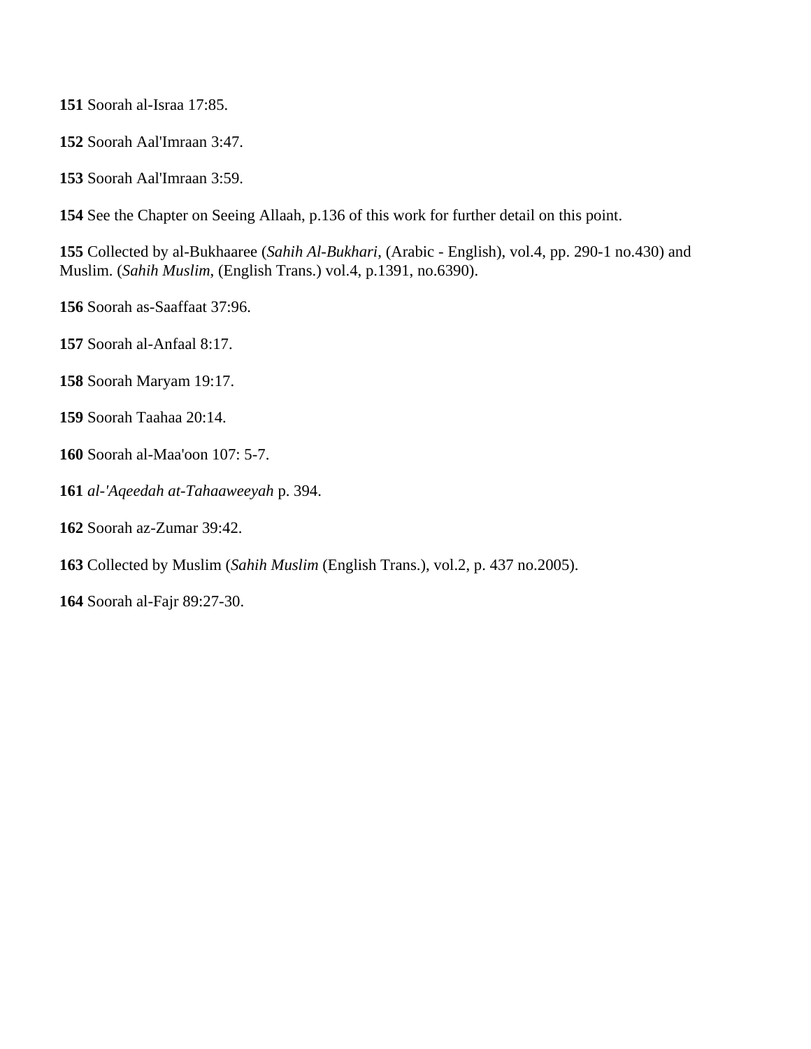**151** Soorah al-Israa 17:85.

**152** Soorah Aal'Imraan 3:47.

**153** Soorah Aal'Imraan 3:59.

**154** See the Chapter on Seeing Allaah, p.136 of this work for further detail on this point.

**155** Collected by al-Bukhaaree (*Sahih Al-Bukhari*, (Arabic - English), vol.4, pp. 290-1 no.430) and Muslim. (*Sahih Muslim*, (English Trans.) vol.4, p.1391, no.6390).

**156** Soorah as-Saaffaat 37:96.

**157** Soorah al-Anfaal 8:17.

**158** Soorah Maryam 19:17.

**159** Soorah Taahaa 20:14.

**160** Soorah al-Maa'oon 107: 5-7.

**161** *al-'Aqeedah at-Tahaaweeyah* p. 394.

**162** Soorah az-Zumar 39:42.

**163** Collected by Muslim (*Sahih Muslim* (English Trans.), vol.2, p. 437 no.2005).

**164** Soorah al-Fajr 89:27-30.